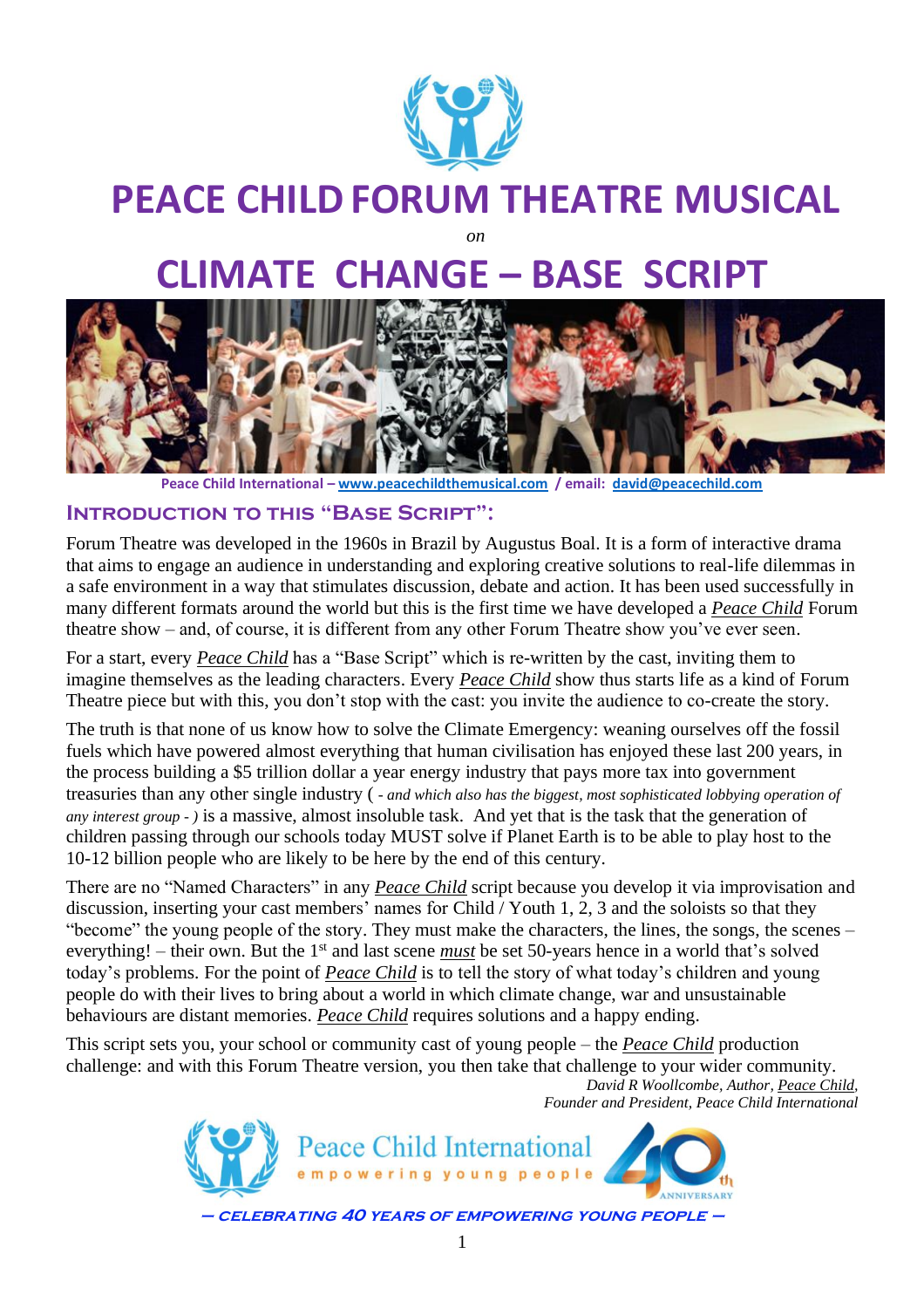# PEACE CHILD FORUM THEATRE MUSICAL

*on*

# CLIMATE CHANGE – BASE SCRIPT

**Peace Child International – www.peacechildthemusical.com / email: david@peacechild.com**

## INTRODUCTION TO THIS "BASE SCRIPT":

Forum Theatre was developed in the 1960s in Brazil by Augustus Boal. It is a form of interactive drama that aims to engage an audience in understanding and exploring creative solutions to real-life dilemmas in a safe environment in a way that stimulates discussion, debate and action. It has been used successfully in many different formats around the world but this is the first time we have developed a *Peace Child* Forum theatre show – and, of course, it is different from any other Forum Theatre show you've ever seen.

For a start, every *Peace Child* has a "Base Script" which is re-written by the cast, inviting them to imagine themselves as the leading characters. Every *Peace Child* show thus starts life as a kind of Forum Theatre piece but with this, you don't stop with the cast: you invite the audience to co-create the story.

The truth is that none of us know how to solve the Climate Emergency: weaning ourselves off the fossil fuels which have powered almost everything that human civilisation has enjoyed these last 200 years, in the process building a $5 trillion dollar a year energy industry that pays more tax into government treasuries than any other single industry ( *- and which also has the biggest, most sophisticated lobbying operation of any interest group - )* is a massive, almost insoluble task. And yet that is the task that the generation of children passing through our schools today MUST solve if Planet Earth is to be able to play host to the 10-12 billion people who are likely to be here by the end of this century.

There are no "Named Characters" in any *Peace Child* script because you develop it via improvisation and discussion, inserting your cast members' names for Child / Youth 1, 2, 3 and the soloists so that they "become" the young people of the story. They must make the characters, the lines, the songs, the scenes – everything! – their own. But the 1st and last scene ***must*** be set 50-years hence in a world that's solved today's problems. For the point of *Peace Child* is to tell the story of what today's children and young people do with their lives to bring about a world in which climate change, war and unsustainable behaviours are distant memories. *Peace Child* requires solutions and a happy ending.

This script sets you, your school or community cast of young people – the *Peace Child* production challenge: and with this Forum Theatre version, you then take that challenge to your wider community.

*David R Woollcombe, Author, Peace Child,*
*Founder and President, Peace Child International*

Peace Child International
empowering young people
40th ANNIVERSARY

***– CELEBRATING 40 YEARS OF EMPOWERING YOUNG PEOPLE –***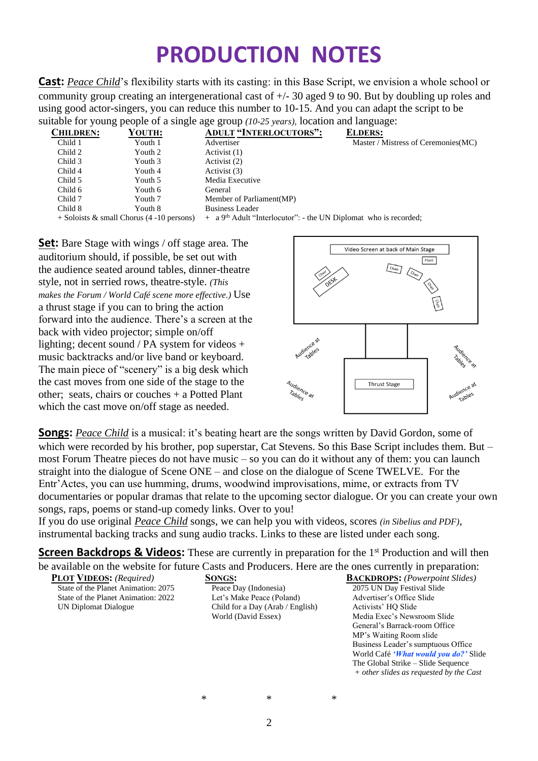# PRODUCTION NOTES

**Cast:** *Peace Child*'s flexibility starts with its casting: in this Base Script, we envision a whole school or community group creating an intergenerational cast of +/- 30 aged 9 to 90. But by doubling up roles and using good actor-singers, you can reduce this number to 10-15. And you can adapt the script to be suitable for young people of a single age group *(10-25 years)*, location and language:

| CHILDREN: | YOUTH: | ADULT "INTERLOCUTORS": | ELDERS: |
|---|---|---|---|
| Child 1 | Youth 1 | Advertiser | Master / Mistress of Ceremonies(MC) |
| Child 2 | Youth 2 | Activist (1) | |
| Child 3 | Youth 3 | Activist (2) | |
| Child 4 | Youth 4 | Activist (3) | |
| Child 5 | Youth 5 | Media Executive | |
| Child 6 | Youth 6 | General | |
| Child 7 | Youth 7 | Member of Parliament(MP) | |
| Child 8 | Youth 8 | Business Leader | |
| + Soloists & small Chorus (4 -10 persons) | | + a 9th Adult "Interlocutor": - the UN Diplomat who is recorded; | |

**Set:** Bare Stage with wings / off stage area. The auditorium should, if possible, be set out with the audience seated around tables, dinner-theatre style, not in serried rows, theatre-style. *(This makes the Forum / World Café scene more effective.)* Use a thrust stage if you can to bring the action forward into the audience. There's a screen at the back with video projector; simple on/off lighting; decent sound / PA system for videos + music backtracks and/or live band or keyboard. The main piece of "scenery" is a big desk which the cast moves from one side of the stage to the other; seats, chairs or couches + a Potted Plant which the cast move on/off stage as needed.

Video Screen at back of Main Stage — Plant — Chair — DESK — Chair — Chair — Chair — Chair — Audience at Tables — Thrust Stage — Audience at Tables — Audience at Tables — Audience at Tables

**Songs:** *Peace Child* is a musical: it's beating heart are the songs written by David Gordon, some of which were recorded by his brother, pop superstar, Cat Stevens. So this Base Script includes them. But – most Forum Theatre pieces do not have music – so you can do it without any of them: you can launch straight into the dialogue of Scene ONE – and close on the dialogue of Scene TWELVE. For the Entr'Actes, you can use humming, drums, woodwind improvisations, mime, or extracts from TV documentaries or popular dramas that relate to the upcoming sector dialogue. Or you can create your own songs, raps, poems or stand-up comedy links. Over to you!

If you do use original *Peace Child* songs, we can help you with videos, scores *(in Sibelius and PDF)*, instrumental backing tracks and sung audio tracks. Links to these are listed under each song.

**Screen Backdrops & Videos:** These are currently in preparation for the 1st Production and will then be available on the website for future Casts and Producers. Here are the ones currently in preparation:

| PLOT VIDEOS: *(Required)* | SONGS: | BACKDROPS: *(Powerpoint Slides)* |
|---|---|---|
| State of the Planet Animation: 2075 | Peace Day (Indonesia) | 2075 UN Day Festival Slide |
| State of the Planet Animation: 2022 | Let's Make Peace (Poland) | Advertiser's Office Slide |
| UN Diplomat Dialogue | Child for a Day (Arab / English) | Activists' HQ Slide |
| | World (David Essex) | Media Exec's Newsroom Slide |
| | | General's Barrack-room Office |
| | | MP's Waiting Room slide |
| | | Business Leader's sumptuous Office |
| | | World Café ***'What would you do?'*** Slide |
| | | The Global Strike – Slide Sequence |
| | | *+ other slides as requested by the Cast* |

\* \* \*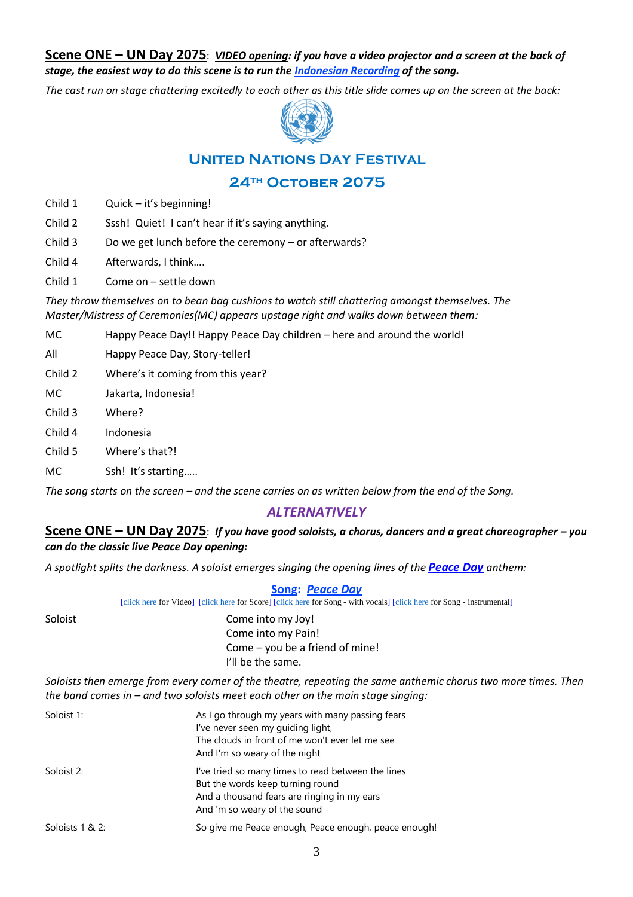**Scene ONE – UN Day 2075**: ***VIDEO opening**: if you have a video projector and a screen at the back of stage, the easiest way to do this scene is to run the **Indonesian Recording** of the song.*

*The cast run on stage chattering excitedly to each other as this title slide comes up on the screen at the back:*

**UNITED NATIONS DAY FESTIVAL**

**24TH OCTOBER 2075**

Child 1 Quick – it's beginning!

Child 2 Sssh! Quiet! I can't hear if it's saying anything.

Child 3 Do we get lunch before the ceremony – or afterwards?

Child 4 Afterwards, I think….

Child 1 Come on – settle down

*They throw themselves on to bean bag cushions to watch still chattering amongst themselves. The Master/Mistress of Ceremonies(MC) appears upstage right and walks down between them:*

MC Happy Peace Day!! Happy Peace Day children – here and around the world!

All Happy Peace Day, Story-teller!

Child 2 Where's it coming from this year?

MC Jakarta, Indonesia!

Child 3 Where?

Child 4 Indonesia

Child 5 Where's that?!

MC Ssh! It's starting…..

*The song starts on the screen – and the scene carries on as written below from the end of the Song.*

***ALTERNATIVELY***

**Scene ONE – UN Day 2075**: ***If you have good soloists, a chorus, dancers and a great choreographer – you can do the classic live Peace Day opening:***

*A spotlight splits the darkness. A soloist emerges singing the opening lines of the **Peace Day** anthem:*

**Song: *Peace Day***

[click here for Video] [click here for Score] [click here for Song - with vocals] [click here for Song - instrumental]

Soloist

Come into my Joy!
Come into my Pain!
Come – you be a friend of mine!
I'll be the same.

*Soloists then emerge from every corner of the theatre, repeating the same anthemic chorus two more times. Then the band comes in – and two soloists meet each other on the main stage singing:*

Soloist 1:

As I go through my years with many passing fears
I've never seen my guiding light,
The clouds in front of me won't ever let me see
And I'm so weary of the night

Soloist 2:

I've tried so many times to read between the lines
But the words keep turning round
And a thousand fears are ringing in my ears
And 'm so weary of the sound -

Soloists 1 & 2:

So give me Peace enough, Peace enough, peace enough!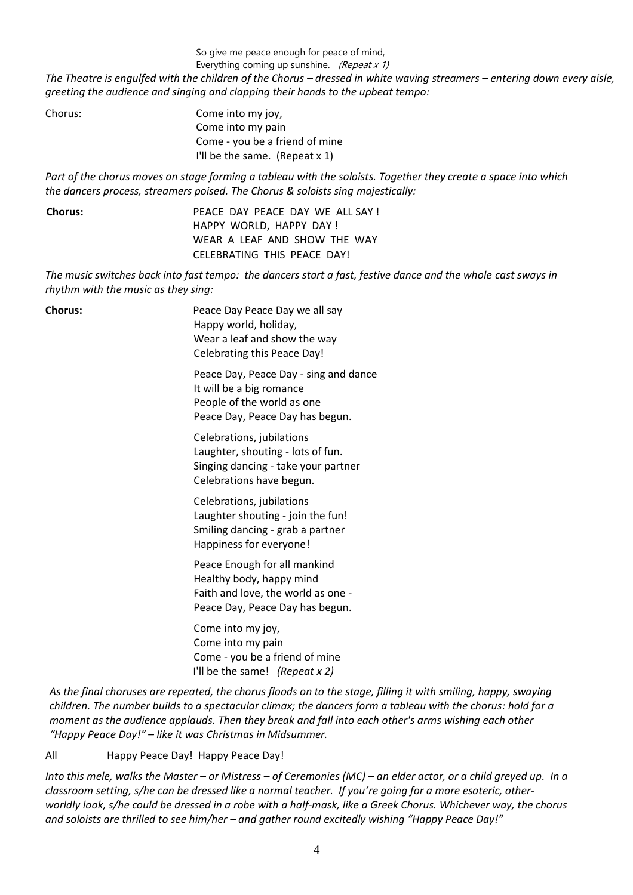So give me peace enough for peace of mind,
Everything coming up sunshine. *(Repeat x 1)*

*The Theatre is engulfed with the children of the Chorus – dressed in white waving streamers – entering down every aisle, greeting the audience and singing and clapping their hands to the upbeat tempo:*

Chorus:

Come into my joy,
Come into my pain
Come - you be a friend of mine
I'll be the same. (Repeat x 1)

*Part of the chorus moves on stage forming a tableau with the soloists. Together they create a space into which the dancers process, streamers poised. The Chorus & soloists sing majestically:*

**Chorus:**

PEACE DAY PEACE DAY WE ALL SAY !
HAPPY WORLD, HAPPY DAY !
WEAR A LEAF AND SHOW THE WAY
CELEBRATING THIS PEACE DAY!

*The music switches back into fast tempo: the dancers start a fast, festive dance and the whole cast sways in rhythm with the music as they sing:*

**Chorus:**

Peace Day Peace Day we all say
Happy world, holiday,
Wear a leaf and show the way
Celebrating this Peace Day!

Peace Day, Peace Day - sing and dance
It will be a big romance
People of the world as one
Peace Day, Peace Day has begun.

Celebrations, jubilations
Laughter, shouting - lots of fun.
Singing dancing - take your partner
Celebrations have begun.

Celebrations, jubilations
Laughter shouting - join the fun!
Smiling dancing - grab a partner
Happiness for everyone!

Peace Enough for all mankind
Healthy body, happy mind
Faith and love, the world as one -
Peace Day, Peace Day has begun.

Come into my joy,
Come into my pain
Come - you be a friend of mine
I'll be the same! *(Repeat x 2)*

*As the final choruses are repeated, the chorus floods on to the stage, filling it with smiling, happy, swaying children. The number builds to a spectacular climax; the dancers form a tableau with the chorus: hold for a moment as the audience applauds. Then they break and fall into each other's arms wishing each other "Happy Peace Day!" – like it was Christmas in Midsummer.*

All Happy Peace Day! Happy Peace Day!

*Into this mele, walks the Master – or Mistress – of Ceremonies (MC) – an elder actor, or a child greyed up. In a classroom setting, s/he can be dressed like a normal teacher. If you're going for a more esoteric, other-worldly look, s/he could be dressed in a robe with a half-mask, like a Greek Chorus. Whichever way, the chorus and soloists are thrilled to see him/her – and gather round excitedly wishing "Happy Peace Day!"*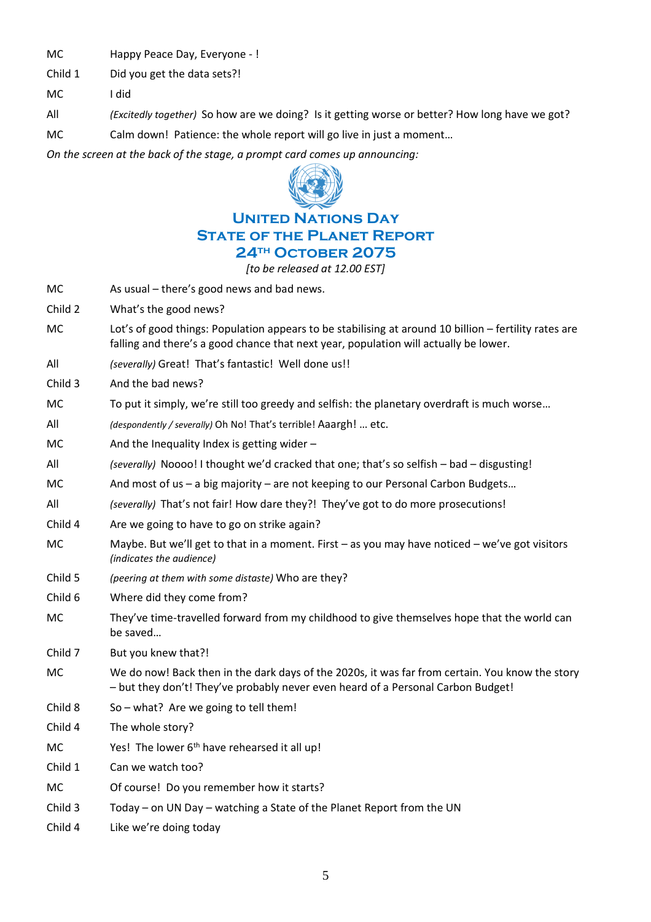MC Happy Peace Day, Everyone - !

Child 1 Did you get the data sets?!

MC I did

All *(Excitedly together)* So how are we doing? Is it getting worse or better? How long have we got?

MC Calm down! Patience: the whole report will go live in just a moment…

*On the screen at the back of the stage, a prompt card comes up announcing:*

**UNITED NATIONS DAY**
**STATE OF THE PLANET REPORT**
**24TH OCTOBER 2075**
*[to be released at 12.00 EST]*

MC As usual – there's good news and bad news.

Child 2 What's the good news?

MC Lot's of good things: Population appears to be stabilising at around 10 billion – fertility rates are falling and there's a good chance that next year, population will actually be lower.

All *(severally)* Great! That's fantastic! Well done us!!

Child 3 And the bad news?

MC To put it simply, we're still too greedy and selfish: the planetary overdraft is much worse…

All *(despondently / severally)* Oh No! That's terrible! Aaargh! … etc.

MC And the Inequality Index is getting wider –

All *(severally)* Noooo! I thought we'd cracked that one; that's so selfish – bad – disgusting!

MC And most of us – a big majority – are not keeping to our Personal Carbon Budgets…

All *(severally)* That's not fair! How dare they?! They've got to do more prosecutions!

Child 4 Are we going to have to go on strike again?

MC Maybe. But we'll get to that in a moment. First – as you may have noticed – we've got visitors *(indicates the audience)*

Child 5 *(peering at them with some distaste)* Who are they?

Child 6 Where did they come from?

MC They've time-travelled forward from my childhood to give themselves hope that the world can be saved…

Child 7 But you knew that?!

MC We do now! Back then in the dark days of the 2020s, it was far from certain. You know the story – but they don't! They've probably never even heard of a Personal Carbon Budget!

Child 8 So – what? Are we going to tell them!

Child 4 The whole story?

MC Yes! The lower 6th have rehearsed it all up!

Child 1 Can we watch too?

MC Of course! Do you remember how it starts?

Child 3 Today – on UN Day – watching a State of the Planet Report from the UN

Child 4 Like we're doing today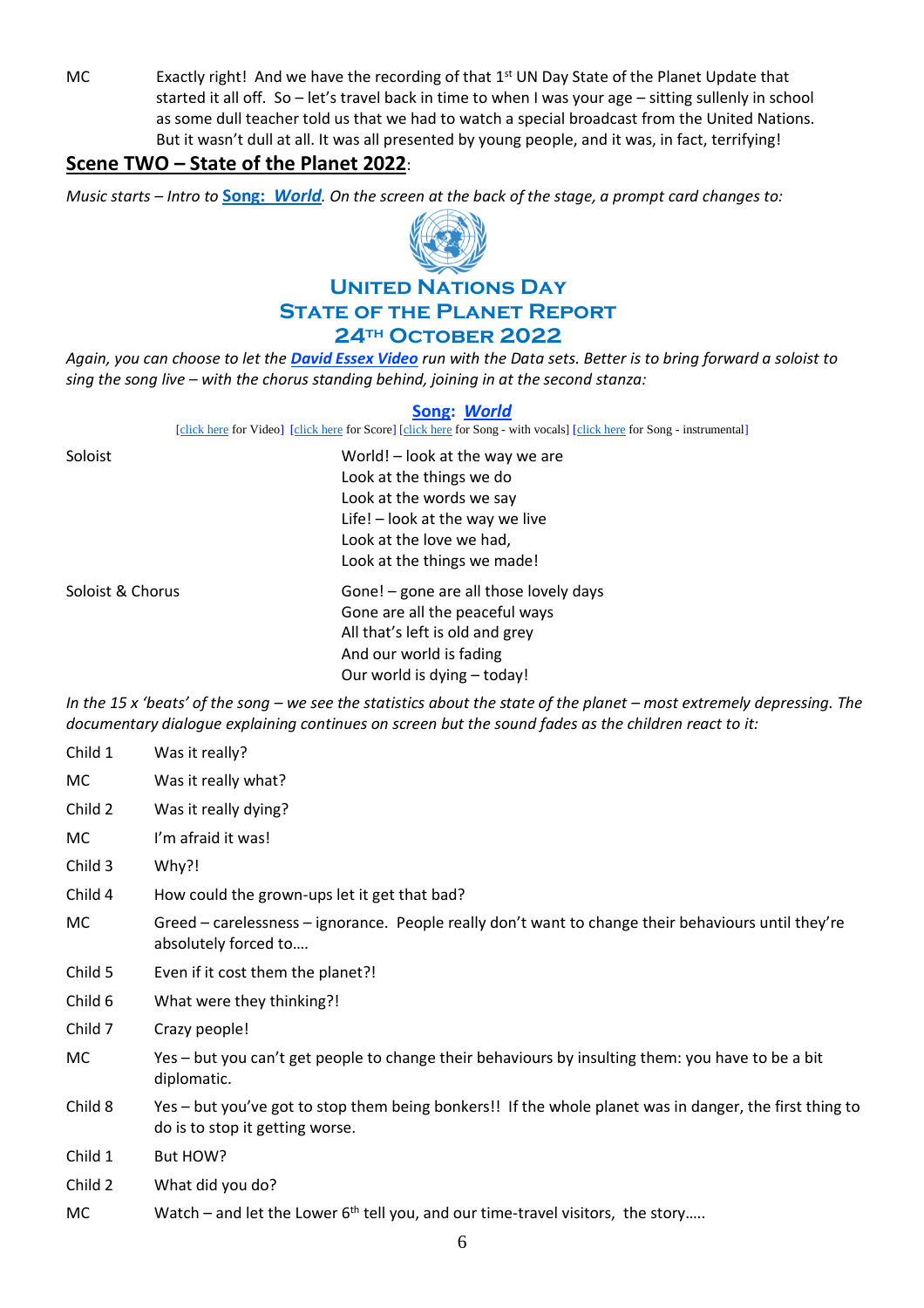MC Exactly right! And we have the recording of that 1st UN Day State of the Planet Update that started it all off. So – let's travel back in time to when I was your age – sitting sullenly in school as some dull teacher told us that we had to watch a special broadcast from the United Nations. But it wasn't dull at all. It was all presented by young people, and it was, in fact, terrifying!

## Scene TWO – State of the Planet 2022:

*Music starts – Intro to* **Song: *World***. *On the screen at the back of the stage, a prompt card changes to:*

**UNITED NATIONS DAY**
**STATE OF THE PLANET REPORT**
**24TH OCTOBER 2022**

*Again, you can choose to let the* ***David Essex Video*** *run with the Data sets. Better is to bring forward a soloist to sing the song live – with the chorus standing behind, joining in at the second stanza:*

**Song: *World***

[click here for Video] [click here for Score] [click here for Song - with vocals] [click here for Song - instrumental]

Soloist

World! – look at the way we are
Look at the things we do
Look at the words we say
Life! – look at the way we live
Look at the love we had,
Look at the things we made!

Soloist & Chorus

Gone! – gone are all those lovely days
Gone are all the peaceful ways
All that's left is old and grey
And our world is fading
Our world is dying – today!

*In the 15 x 'beats' of the song – we see the statistics about the state of the planet – most extremely depressing. The documentary dialogue explaining continues on screen but the sound fades as the children react to it:*

Child 1 Was it really?

MC Was it really what?

Child 2 Was it really dying?

MC I'm afraid it was!

Child 3 Why?!

Child 4 How could the grown-ups let it get that bad?

MC Greed – carelessness – ignorance. People really don't want to change their behaviours until they're absolutely forced to….

Child 5 Even if it cost them the planet?!

Child 6 What were they thinking?!

Child 7 Crazy people!

MC Yes – but you can't get people to change their behaviours by insulting them: you have to be a bit diplomatic.

Child 8 Yes – but you've got to stop them being bonkers!! If the whole planet was in danger, the first thing to do is to stop it getting worse.

Child 1 But HOW?

Child 2 What did you do?

MC Watch – and let the Lower 6th tell you, and our time-travel visitors, the story…..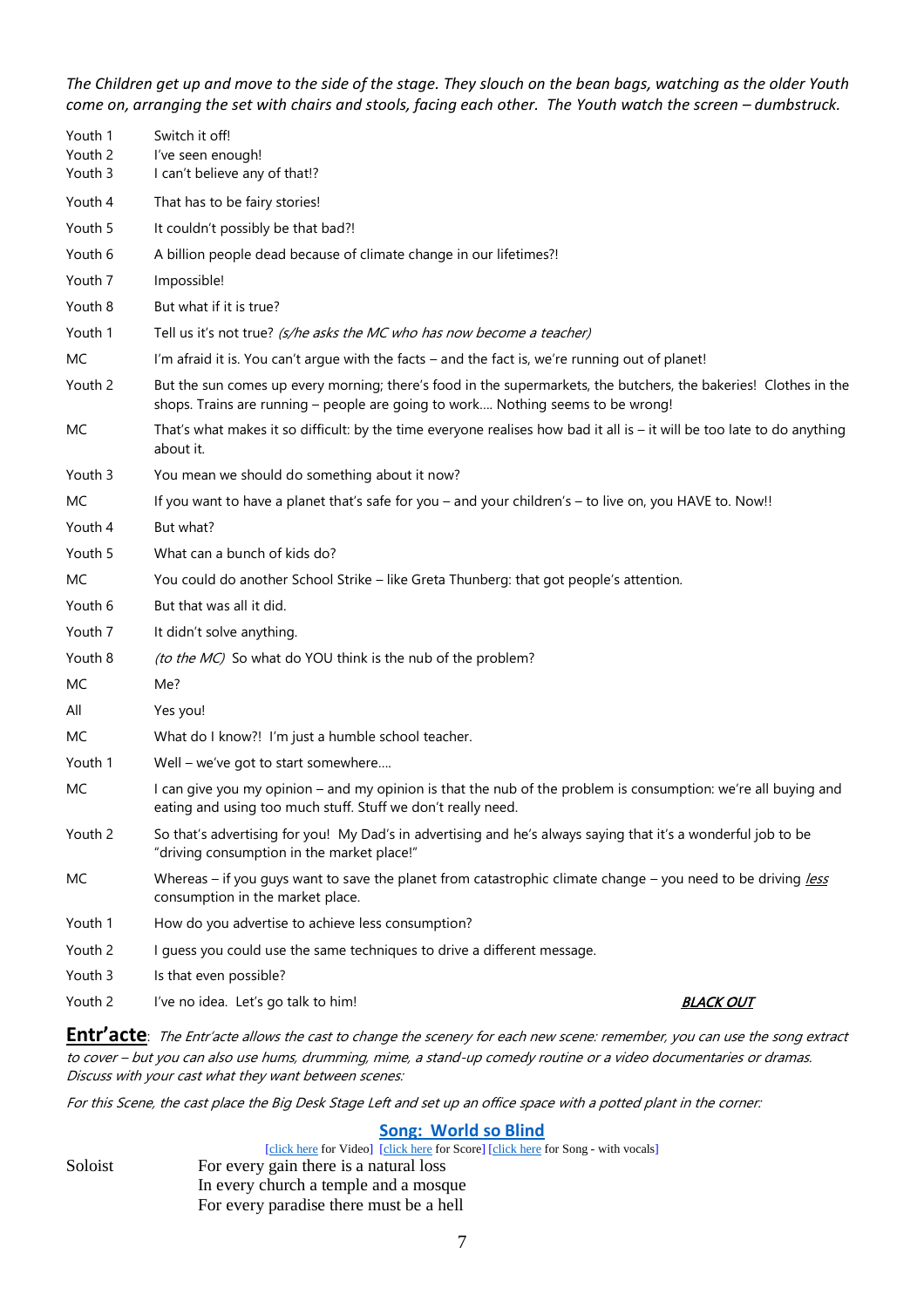*The Children get up and move to the side of the stage. They slouch on the bean bags, watching as the older Youth come on, arranging the set with chairs and stools, facing each other. The Youth watch the screen – dumbstruck.*

| | |
|---|---|
| Youth 1 | Switch it off! |
| Youth 2 | I've seen enough! |
| Youth 3 | I can't believe any of that!? |
| Youth 4 | That has to be fairy stories! |
| Youth 5 | It couldn't possibly be that bad?! |
| Youth 6 | A billion people dead because of climate change in our lifetimes?! |
| Youth 7 | Impossible! |
| Youth 8 | But what if it is true? |
| Youth 1 | Tell us it's not true? *(s/he asks the MC who has now become a teacher)* |
| MC | I'm afraid it is. You can't argue with the facts – and the fact is, we're running out of planet! |
| Youth 2 | But the sun comes up every morning; there's food in the supermarkets, the butchers, the bakeries! Clothes in the shops. Trains are running – people are going to work.... Nothing seems to be wrong! |
| MC | That's what makes it so difficult: by the time everyone realises how bad it all is – it will be too late to do anything about it. |
| Youth 3 | You mean we should do something about it now? |
| MC | If you want to have a planet that's safe for you – and your children's – to live on, you HAVE to. Now!! |
| Youth 4 | But what? |
| Youth 5 | What can a bunch of kids do? |
| MC | You could do another School Strike – like Greta Thunberg: that got people's attention. |
| Youth 6 | But that was all it did. |
| Youth 7 | It didn't solve anything. |
| Youth 8 | *(to the MC)* So what do YOU think is the nub of the problem? |
| MC | Me? |
| All | Yes you! |
| MC | What do I know?! I'm just a humble school teacher. |
| Youth 1 | Well – we've got to start somewhere.... |
| MC | I can give you my opinion – and my opinion is that the nub of the problem is consumption: we're all buying and eating and using too much stuff. Stuff we don't really need. |
| Youth 2 | So that's advertising for you! My Dad's in advertising and he's always saying that it's a wonderful job to be "driving consumption in the market place!" |
| MC | Whereas – if you guys want to save the planet from catastrophic climate change – you need to be driving *less* consumption in the market place. |
| Youth 1 | How do you advertise to achieve less consumption? |
| Youth 2 | I guess you could use the same techniques to drive a different message. |
| Youth 3 | Is that even possible? |
| Youth 2 | I've no idea. Let's go talk to him! ***BLACK OUT*** |

**Entr'acte**: *The Entr'acte allows the cast to change the scenery for each new scene: remember, you can use the song extract to cover – but you can also use hums, drumming, mime, a stand-up comedy routine or a video documentaries or dramas. Discuss with your cast what they want between scenes:*

*For this Scene, the cast place the Big Desk Stage Left and set up an office space with a potted plant in the corner:*

## Song: World so Blind

[click here for Video] [click here for Score] [click here for Song - with vocals]

Soloist
For every gain there is a natural loss
In every church a temple and a mosque
For every paradise there must be a hell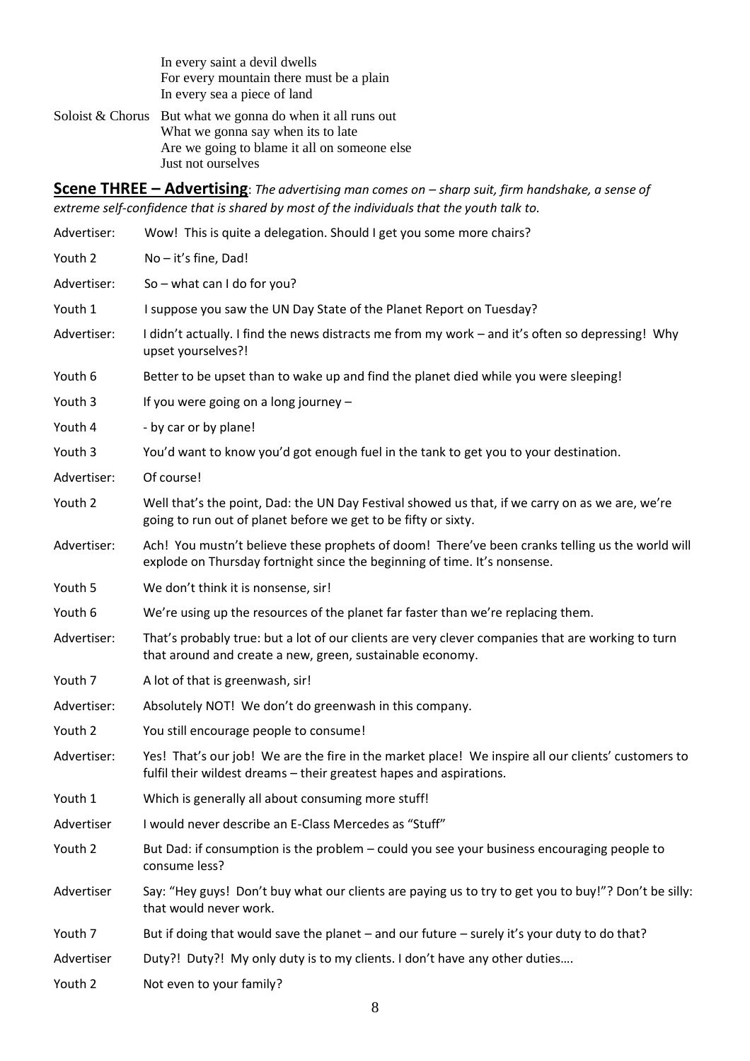In every saint a devil dwells
For every mountain there must be a plain
In every sea a piece of land

Soloist & Chorus But what we gonna do when it all runs out
What we gonna say when its to late
Are we going to blame it all on someone else
Just not ourselves

**Scene THREE – Advertising**: *The advertising man comes on – sharp suit, firm handshake, a sense of extreme self-confidence that is shared by most of the individuals that the youth talk to.*

Advertiser: Wow! This is quite a delegation. Should I get you some more chairs?

Youth 2 No – it's fine, Dad!

Advertiser: So – what can I do for you?

Youth 1 I suppose you saw the UN Day State of the Planet Report on Tuesday?

Advertiser: I didn't actually. I find the news distracts me from my work – and it's often so depressing! Why upset yourselves?!

Youth 6 Better to be upset than to wake up and find the planet died while you were sleeping!

Youth 3 If you were going on a long journey –

Youth 4 - by car or by plane!

Youth 3 You'd want to know you'd got enough fuel in the tank to get you to your destination.

Advertiser: Of course!

Youth 2 Well that's the point, Dad: the UN Day Festival showed us that, if we carry on as we are, we're going to run out of planet before we get to be fifty or sixty.

Advertiser: Ach! You mustn't believe these prophets of doom! There've been cranks telling us the world will explode on Thursday fortnight since the beginning of time. It's nonsense.

Youth 5 We don't think it is nonsense, sir!

Youth 6 We're using up the resources of the planet far faster than we're replacing them.

Advertiser: That's probably true: but a lot of our clients are very clever companies that are working to turn that around and create a new, green, sustainable economy.

Youth 7 A lot of that is greenwash, sir!

Advertiser: Absolutely NOT! We don't do greenwash in this company.

Youth 2 You still encourage people to consume!

Advertiser: Yes! That's our job! We are the fire in the market place! We inspire all our clients' customers to fulfil their wildest dreams – their greatest hapes and aspirations.

Youth 1 Which is generally all about consuming more stuff!

Advertiser I would never describe an E-Class Mercedes as "Stuff"

Youth 2 But Dad: if consumption is the problem – could you see your business encouraging people to consume less?

Advertiser Say: "Hey guys! Don't buy what our clients are paying us to try to get you to buy!"? Don't be silly: that would never work.

Youth 7 But if doing that would save the planet – and our future – surely it's your duty to do that?

Advertiser Duty?! Duty?! My only duty is to my clients. I don't have any other duties….

Youth 2 Not even to your family?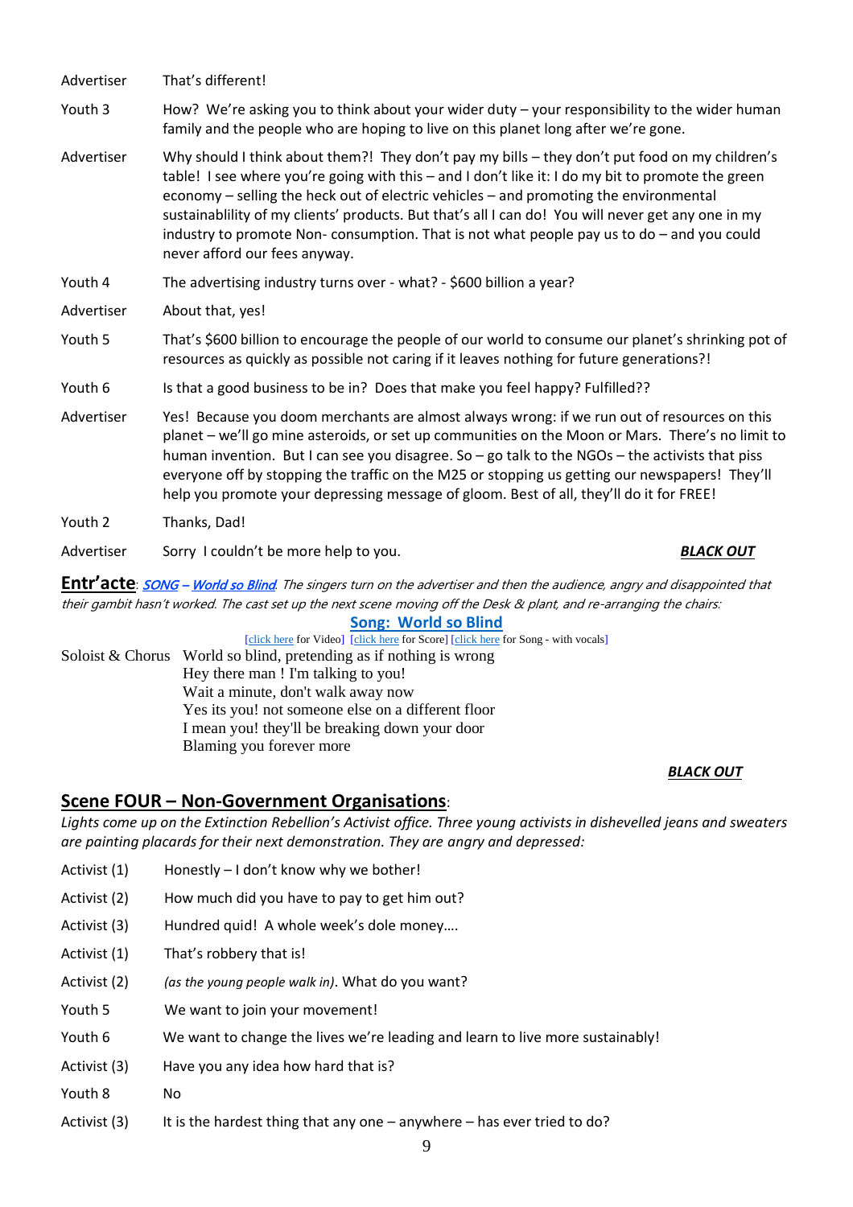| | |
|---|---|
| Advertiser | That's different! |
| Youth 3 | How? We're asking you to think about your wider duty – your responsibility to the wider human family and the people who are hoping to live on this planet long after we're gone. |
| Advertiser | Why should I think about them?! They don't pay my bills – they don't put food on my children's table! I see where you're going with this – and I don't like it: I do my bit to promote the green economy – selling the heck out of electric vehicles – and promoting the environmental sustainablility of my clients' products. But that's all I can do! You will never get any one in my industry to promote Non- consumption. That is not what people pay us to do – and you could never afford our fees anyway. |
| Youth 4 | The advertising industry turns over - what? - $600 billion a year? |
| Advertiser | About that, yes! |
| Youth 5 | That's $600 billion to encourage the people of our world to consume our planet's shrinking pot of resources as quickly as possible not caring if it leaves nothing for future generations?! |
| Youth 6 | Is that a good business to be in? Does that make you feel happy? Fulfilled?? |
| Advertiser | Yes! Because you doom merchants are almost always wrong: if we run out of resources on this planet – we'll go mine asteroids, or set up communities on the Moon or Mars. There's no limit to human invention. But I can see you disagree. So – go talk to the NGOs – the activists that piss everyone off by stopping the traffic on the M25 or stopping us getting our newspapers! They'll help you promote your depressing message of gloom. Best of all, they'll do it for FREE! |
| Youth 2 | Thanks, Dad! |
| Advertiser | Sorry I couldn't be more help to you. ***BLACK OUT*** |

**Entr'acte**: ***SONG – World so Blind****. The singers turn on the advertiser and then the audience, angry and disappointed that their gambit hasn't worked. The cast set up the next scene moving off the Desk & plant, and re-arranging the chairs:*

**Song: World so Blind**

[click here for Video] [click here for Score] [click here for Song - with vocals]

Soloist & Chorus
World so blind, pretending as if nothing is wrong
Hey there man ! I'm talking to you!
Wait a minute, don't walk away now
Yes its you! not someone else on a different floor
I mean you! they'll be breaking down your door
Blaming you forever more

***BLACK OUT***

## Scene FOUR – Non-Government Organisations:

*Lights come up on the Extinction Rebellion's Activist office. Three young activists in dishevelled jeans and sweaters are painting placards for their next demonstration. They are angry and depressed:*

| | |
|---|---|
| Activist (1) | Honestly – I don't know why we bother! |
| Activist (2) | How much did you have to pay to get him out? |
| Activist (3) | Hundred quid! A whole week's dole money…. |
| Activist (1) | That's robbery that is! |
| Activist (2) | *(as the young people walk in)*. What do you want? |
| Youth 5 | We want to join your movement! |
| Youth 6 | We want to change the lives we're leading and learn to live more sustainably! |
| Activist (3) | Have you any idea how hard that is? |
| Youth 8 | No |
| Activist (3) | It is the hardest thing that any one – anywhere – has ever tried to do? |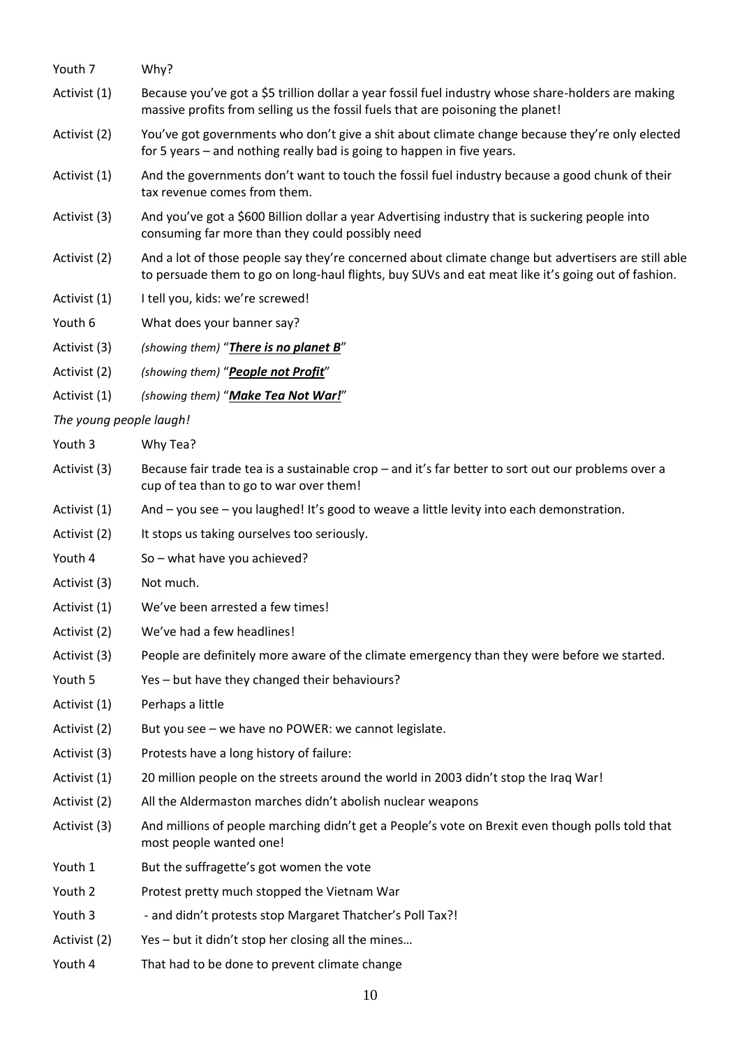| | |
|---|---|
| Youth 7 | Why? |
| Activist (1) | Because you've got a $5 trillion dollar a year fossil fuel industry whose share-holders are making massive profits from selling us the fossil fuels that are poisoning the planet! |
| Activist (2) | You've got governments who don't give a shit about climate change because they're only elected for 5 years – and nothing really bad is going to happen in five years. |
| Activist (1) | And the governments don't want to touch the fossil fuel industry because a good chunk of their tax revenue comes from them. |
| Activist (3) | And you've got a $600 Billion dollar a year Advertising industry that is suckering people into consuming far more than they could possibly need |
| Activist (2) | And a lot of those people say they're concerned about climate change but advertisers are still able to persuade them to go on long-haul flights, buy SUVs and eat meat like it's going out of fashion. |
| Activist (1) | I tell you, kids: we're screwed! |
| Youth 6 | What does your banner say? |
| Activist (3) | *(showing them)* "***There is no planet B***" |
| Activist (2) | *(showing them)* "***People not Profit***" |
| Activist (1) | *(showing them)* "***Make Tea Not War!***" |

*The young people laugh!*

| | |
|---|---|
| Youth 3 | Why Tea? |
| Activist (3) | Because fair trade tea is a sustainable crop – and it's far better to sort out our problems over a cup of tea than to go to war over them! |
| Activist (1) | And – you see – you laughed! It's good to weave a little levity into each demonstration. |
| Activist (2) | It stops us taking ourselves too seriously. |
| Youth 4 | So – what have you achieved? |
| Activist (3) | Not much. |
| Activist (1) | We've been arrested a few times! |
| Activist (2) | We've had a few headlines! |
| Activist (3) | People are definitely more aware of the climate emergency than they were before we started. |
| Youth 5 | Yes – but have they changed their behaviours? |
| Activist (1) | Perhaps a little |
| Activist (2) | But you see – we have no POWER: we cannot legislate. |
| Activist (3) | Protests have a long history of failure: |
| Activist (1) | 20 million people on the streets around the world in 2003 didn't stop the Iraq War! |
| Activist (2) | All the Aldermaston marches didn't abolish nuclear weapons |
| Activist (3) | And millions of people marching didn't get a People's vote on Brexit even though polls told that most people wanted one! |
| Youth 1 | But the suffragette's got women the vote |
| Youth 2 | Protest pretty much stopped the Vietnam War |
| Youth 3 | - and didn't protests stop Margaret Thatcher's Poll Tax?! |
| Activist (2) | Yes – but it didn't stop her closing all the mines… |
| Youth 4 | That had to be done to prevent climate change |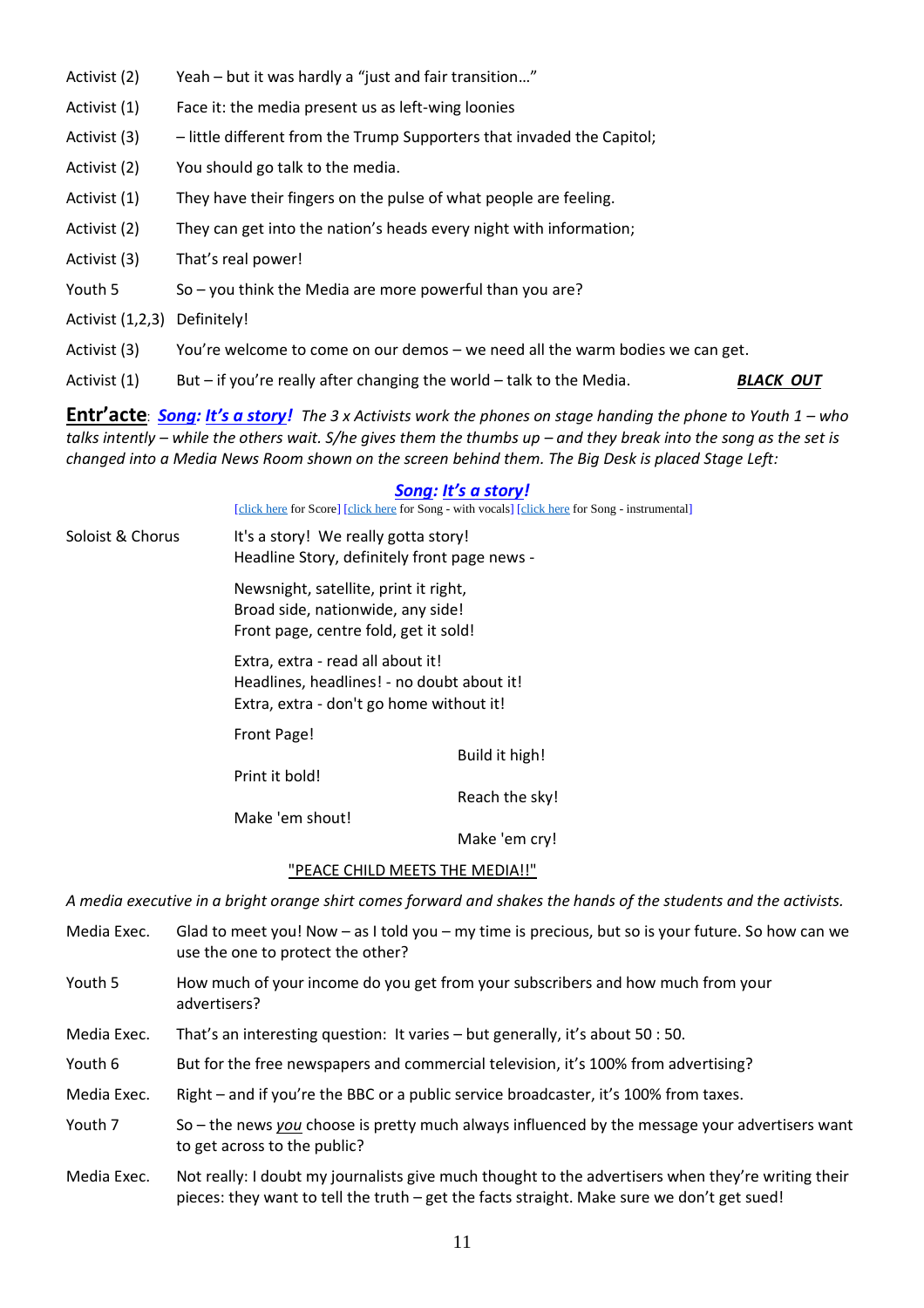Activist (2)    Yeah – but it was hardly a "just and fair transition…"

Activist (1)    Face it: the media present us as left-wing loonies

Activist (3)    – little different from the Trump Supporters that invaded the Capitol;

Activist (2)    You should go talk to the media.

Activist (1)    They have their fingers on the pulse of what people are feeling.

Activist (2)    They can get into the nation's heads every night with information;

Activist (3)    That's real power!

Youth 5    So – you think the Media are more powerful than you are?

Activist (1,2,3)    Definitely!

Activist (3)    You're welcome to come on our demos – we need all the warm bodies we can get.

Activist (1)    But – if you're really after changing the world – talk to the Media.    ***BLACK OUT***

**Entr'acte**: ***Song: It's a story!*** *The 3 x Activists work the phones on stage handing the phone to Youth 1 – who talks intently – while the others wait. S/he gives them the thumbs up – and they break into the song as the set is changed into a Media News Room shown on the screen behind them. The Big Desk is placed Stage Left:*

***Song: It's a story!***

[click here for Score] [click here for Song - with vocals] [click here for Song - instrumental]

Soloist & Chorus

It's a story! We really gotta story!
Headline Story, definitely front page news -

Newsnight, satellite, print it right,
Broad side, nationwide, any side!
Front page, centre fold, get it sold!

Extra, extra - read all about it!
Headlines, headlines! - no doubt about it!
Extra, extra - don't go home without it!

Front Page!
Build it high!
Print it bold!
Reach the sky!
Make 'em shout!
Make 'em cry!

"PEACE CHILD MEETS THE MEDIA!!"

*A media executive in a bright orange shirt comes forward and shakes the hands of the students and the activists.*

Media Exec.    Glad to meet you! Now – as I told you – my time is precious, but so is your future. So how can we use the one to protect the other?

Youth 5    How much of your income do you get from your subscribers and how much from your advertisers?

Media Exec.    That's an interesting question: It varies – but generally, it's about 50 : 50.

Youth 6    But for the free newspapers and commercial television, it's 100% from advertising?

Media Exec.    Right – and if you're the BBC or a public service broadcaster, it's 100% from taxes.

Youth 7    So – the news *you* choose is pretty much always influenced by the message your advertisers want to get across to the public?

Media Exec.    Not really: I doubt my journalists give much thought to the advertisers when they're writing their pieces: they want to tell the truth – get the facts straight. Make sure we don't get sued!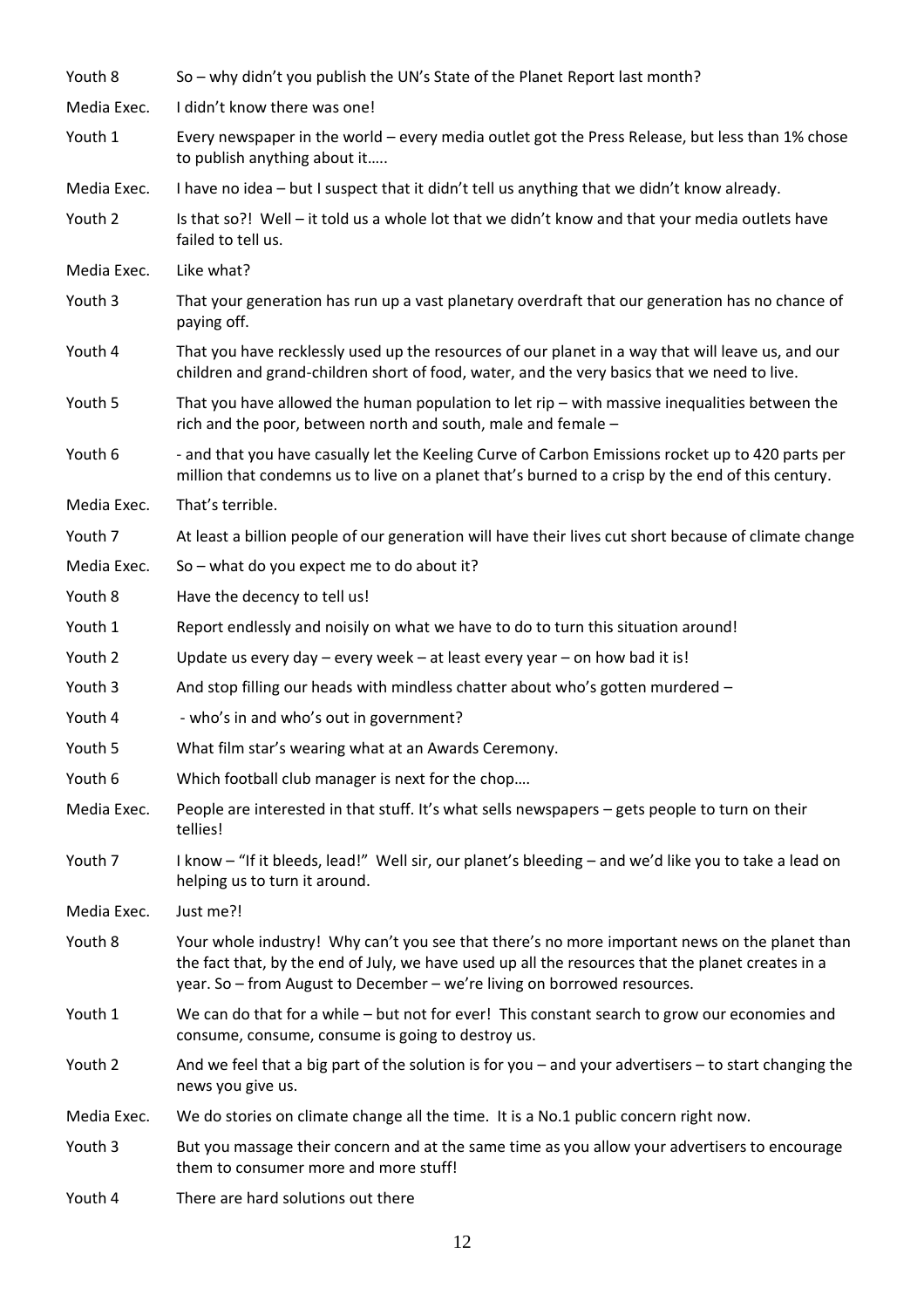| | |
|---|---|
| Youth 8 | So – why didn't you publish the UN's State of the Planet Report last month? |
| Media Exec. | I didn't know there was one! |
| Youth 1 | Every newspaper in the world – every media outlet got the Press Release, but less than 1% chose to publish anything about it….. |
| Media Exec. | I have no idea – but I suspect that it didn't tell us anything that we didn't know already. |
| Youth 2 | Is that so?! Well – it told us a whole lot that we didn't know and that your media outlets have failed to tell us. |
| Media Exec. | Like what? |
| Youth 3 | That your generation has run up a vast planetary overdraft that our generation has no chance of paying off. |
| Youth 4 | That you have recklessly used up the resources of our planet in a way that will leave us, and our children and grand-children short of food, water, and the very basics that we need to live. |
| Youth 5 | That you have allowed the human population to let rip – with massive inequalities between the rich and the poor, between north and south, male and female – |
| Youth 6 | - and that you have casually let the Keeling Curve of Carbon Emissions rocket up to 420 parts per million that condemns us to live on a planet that's burned to a crisp by the end of this century. |
| Media Exec. | That's terrible. |
| Youth 7 | At least a billion people of our generation will have their lives cut short because of climate change |
| Media Exec. | So – what do you expect me to do about it? |
| Youth 8 | Have the decency to tell us! |
| Youth 1 | Report endlessly and noisily on what we have to do to turn this situation around! |
| Youth 2 | Update us every day – every week – at least every year – on how bad it is! |
| Youth 3 | And stop filling our heads with mindless chatter about who's gotten murdered – |
| Youth 4 | - who's in and who's out in government? |
| Youth 5 | What film star's wearing what at an Awards Ceremony. |
| Youth 6 | Which football club manager is next for the chop…. |
| Media Exec. | People are interested in that stuff. It's what sells newspapers – gets people to turn on their tellies! |
| Youth 7 | I know – "If it bleeds, lead!" Well sir, our planet's bleeding – and we'd like you to take a lead on helping us to turn it around. |
| Media Exec. | Just me?! |
| Youth 8 | Your whole industry! Why can't you see that there's no more important news on the planet than the fact that, by the end of July, we have used up all the resources that the planet creates in a year. So – from August to December – we're living on borrowed resources. |
| Youth 1 | We can do that for a while – but not for ever! This constant search to grow our economies and consume, consume, consume is going to destroy us. |
| Youth 2 | And we feel that a big part of the solution is for you – and your advertisers – to start changing the news you give us. |
| Media Exec. | We do stories on climate change all the time. It is a No.1 public concern right now. |
| Youth 3 | But you massage their concern and at the same time as you allow your advertisers to encourage them to consumer more and more stuff! |
| Youth 4 | There are hard solutions out there |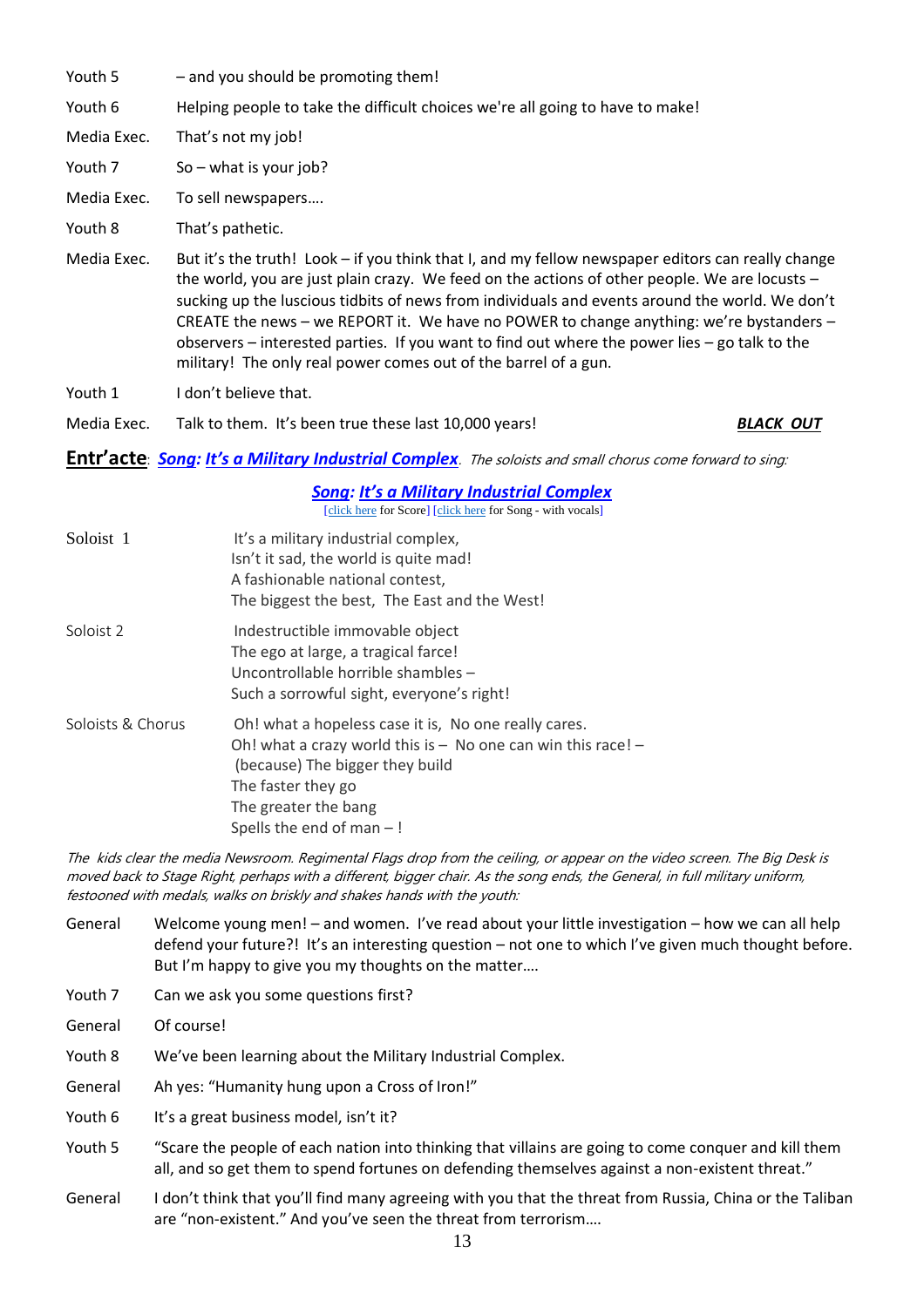| | |
|---|---|
| Youth 5 | – and you should be promoting them! |
| Youth 6 | Helping people to take the difficult choices we're all going to have to make! |
| Media Exec. | That's not my job! |
| Youth 7 | So – what is your job? |
| Media Exec. | To sell newspapers…. |
| Youth 8 | That's pathetic. |
| Media Exec. | But it's the truth! Look – if you think that I, and my fellow newspaper editors can really change the world, you are just plain crazy. We feed on the actions of other people. We are locusts – sucking up the luscious tidbits of news from individuals and events around the world. We don't CREATE the news – we REPORT it. We have no POWER to change anything: we're bystanders – observers – interested parties. If you want to find out where the power lies – go talk to the military! The only real power comes out of the barrel of a gun. |
| Youth 1 | I don't believe that. |
| Media Exec. | Talk to them. It's been true these last 10,000 years! ***BLACK OUT*** |

**Entr'acte**: ***Song: It's a Military Industrial Complex***. *The soloists and small chorus come forward to sing:*

***Song: It's a Military Industrial Complex***

[click here for Score] [click here for Song - with vocals]

Soloist 1

It's a military industrial complex,
Isn't it sad, the world is quite mad!
A fashionable national contest,
The biggest the best, The East and the West!

Soloist 2

Indestructible immovable object
The ego at large, a tragical farce!
Uncontrollable horrible shambles –
Such a sorrowful sight, everyone's right!

Soloists & Chorus

Oh! what a hopeless case it is, No one really cares.
Oh! what a crazy world this is – No one can win this race! –
(because) The bigger they build
The faster they go
The greater the bang
Spells the end of man – !

*The kids clear the media Newsroom. Regimental Flags drop from the ceiling, or appear on the video screen. The Big Desk is moved back to Stage Right, perhaps with a different, bigger chair. As the song ends, the General, in full military uniform, festooned with medals, walks on briskly and shakes hands with the youth:*

| | |
|---|---|
| General | Welcome young men! – and women. I've read about your little investigation – how we can all help defend your future?! It's an interesting question – not one to which I've given much thought before. But I'm happy to give you my thoughts on the matter…. |
| Youth 7 | Can we ask you some questions first? |
| General | Of course! |
| Youth 8 | We've been learning about the Military Industrial Complex. |
| General | Ah yes: "Humanity hung upon a Cross of Iron!" |
| Youth 6 | It's a great business model, isn't it? |
| Youth 5 | "Scare the people of each nation into thinking that villains are going to come conquer and kill them all, and so get them to spend fortunes on defending themselves against a non-existent threat." |
| General | I don't think that you'll find many agreeing with you that the threat from Russia, China or the Taliban are "non-existent." And you've seen the threat from terrorism…. |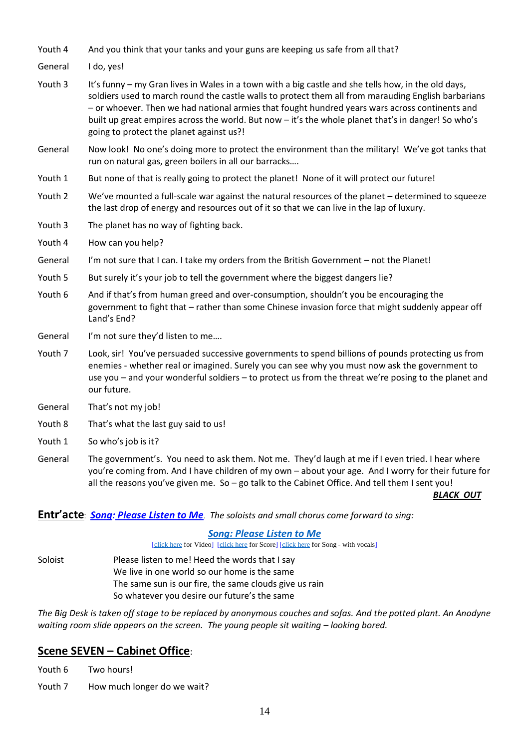Youth 4 And you think that your tanks and your guns are keeping us safe from all that?

General I do, yes!

Youth 3 It's funny – my Gran lives in Wales in a town with a big castle and she tells how, in the old days, soldiers used to march round the castle walls to protect them all from marauding English barbarians – or whoever. Then we had national armies that fought hundred years wars across continents and built up great empires across the world. But now – it's the whole planet that's in danger! So who's going to protect the planet against us?!

General Now look! No one's doing more to protect the environment than the military! We've got tanks that run on natural gas, green boilers in all our barracks….

Youth 1 But none of that is really going to protect the planet! None of it will protect our future!

Youth 2 We've mounted a full-scale war against the natural resources of the planet – determined to squeeze the last drop of energy and resources out of it so that we can live in the lap of luxury.

Youth 3 The planet has no way of fighting back.

Youth 4 How can you help?

General I'm not sure that I can. I take my orders from the British Government – not the Planet!

Youth 5 But surely it's your job to tell the government where the biggest dangers lie?

Youth 6 And if that's from human greed and over-consumption, shouldn't you be encouraging the government to fight that – rather than some Chinese invasion force that might suddenly appear off Land's End?

General I'm not sure they'd listen to me….

Youth 7 Look, sir! You've persuaded successive governments to spend billions of pounds protecting us from enemies - whether real or imagined. Surely you can see why you must now ask the government to use you – and your wonderful soldiers – to protect us from the threat we're posing to the planet and our future.

General That's not my job!

Youth 8 That's what the last guy said to us!

Youth 1 So who's job is it?

General The government's. You need to ask them. Not me. They'd laugh at me if I even tried. I hear where you're coming from. And I have children of my own – about your age. And I worry for their future for all the reasons you've given me. So – go talk to the Cabinet Office. And tell them I sent you!

***BLACK OUT***

**Entr'acte**: ***Song: Please Listen to Me***. *The soloists and small chorus come forward to sing:*

***Song: Please Listen to Me***

[click here for Video] [click here for Score] [click here for Song - with vocals]

Soloist
Please listen to me! Heed the words that I say
We live in one world so our home is the same
The same sun is our fire, the same clouds give us rain
So whatever you desire our future's the same

*The Big Desk is taken off stage to be replaced by anonymous couches and sofas. And the potted plant. An Anodyne waiting room slide appears on the screen. The young people sit waiting – looking bored.*

## Scene SEVEN – Cabinet Office:

Youth 6 Two hours!

Youth 7 How much longer do we wait?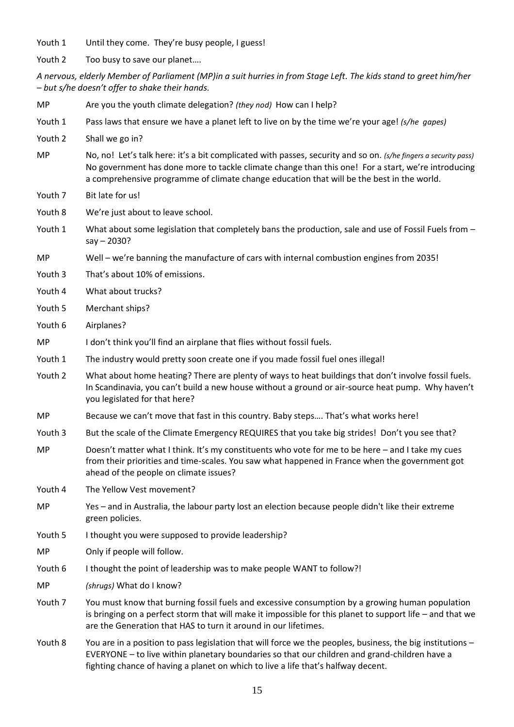Youth 1	Until they come. They're busy people, I guess!

Youth 2	Too busy to save our planet….

*A nervous, elderly Member of Parliament (MP)in a suit hurries in from Stage Left. The kids stand to greet him/her – but s/he doesn't offer to shake their hands.*

MP	Are you the youth climate delegation? *(they nod)* How can I help?

Youth 1	Pass laws that ensure we have a planet left to live on by the time we're your age! *(s/he gapes)*

Youth 2	Shall we go in?

MP	No, no! Let's talk here: it's a bit complicated with passes, security and so on. *(s/he fingers a security pass)* No government has done more to tackle climate change than this one! For a start, we're introducing a comprehensive programme of climate change education that will be the best in the world.

Youth 7	Bit late for us!

Youth 8	We're just about to leave school.

Youth 1	What about some legislation that completely bans the production, sale and use of Fossil Fuels from – say – 2030?

MP	Well – we're banning the manufacture of cars with internal combustion engines from 2035!

Youth 3	That's about 10% of emissions.

Youth 4	What about trucks?

Youth 5	Merchant ships?

Youth 6	Airplanes?

MP	I don't think you'll find an airplane that flies without fossil fuels.

Youth 1	The industry would pretty soon create one if you made fossil fuel ones illegal!

Youth 2	What about home heating? There are plenty of ways to heat buildings that don't involve fossil fuels. In Scandinavia, you can't build a new house without a ground or air-source heat pump. Why haven't you legislated for that here?

MP	Because we can't move that fast in this country. Baby steps…. That's what works here!

Youth 3	But the scale of the Climate Emergency REQUIRES that you take big strides! Don't you see that?

MP	Doesn't matter what I think. It's my constituents who vote for me to be here – and I take my cues from their priorities and time-scales. You saw what happened in France when the government got ahead of the people on climate issues?

Youth 4	The Yellow Vest movement?

MP	Yes – and in Australia, the labour party lost an election because people didn't like their extreme green policies.

Youth 5	I thought you were supposed to provide leadership?

MP	Only if people will follow.

Youth 6	I thought the point of leadership was to make people WANT to follow?!

MP	*(shrugs)* What do I know?

Youth 7	You must know that burning fossil fuels and excessive consumption by a growing human population is bringing on a perfect storm that will make it impossible for this planet to support life – and that we are the Generation that HAS to turn it around in our lifetimes.

Youth 8	You are in a position to pass legislation that will force we the peoples, business, the big institutions – EVERYONE – to live within planetary boundaries so that our children and grand-children have a fighting chance of having a planet on which to live a life that's halfway decent.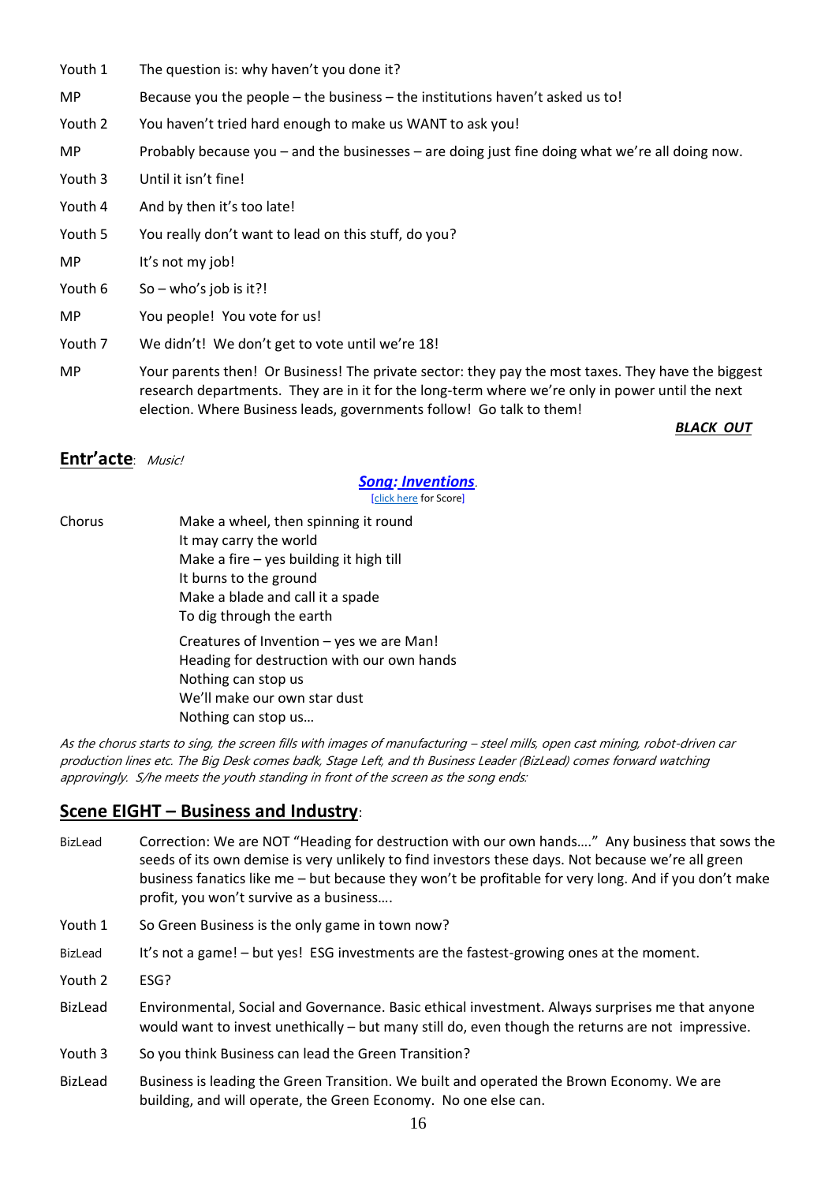| | |
|---|---|
| Youth 1 | The question is: why haven't you done it? |
| MP | Because you the people – the business – the institutions haven't asked us to! |
| Youth 2 | You haven't tried hard enough to make us WANT to ask you! |
| MP | Probably because you – and the businesses – are doing just fine doing what we're all doing now. |
| Youth 3 | Until it isn't fine! |
| Youth 4 | And by then it's too late! |
| Youth 5 | You really don't want to lead on this stuff, do you? |
| MP | It's not my job! |
| Youth 6 | So – who's job is it?! |
| MP | You people! You vote for us! |
| Youth 7 | We didn't! We don't get to vote until we're 18! |
| MP | Your parents then! Or Business! The private sector: they pay the most taxes. They have the biggest research departments. They are in it for the long-term where we're only in power until the next election. Where Business leads, governments follow! Go talk to them! |

***BLACK OUT***

## Entr'acte: *Music!*

***Song: Inventions***.
[click here for Score]

Chorus

Make a wheel, then spinning it round
It may carry the world
Make a fire – yes building it high till
It burns to the ground
Make a blade and call it a spade
To dig through the earth

Creatures of Invention – yes we are Man!
Heading for destruction with our own hands
Nothing can stop us
We'll make our own star dust
Nothing can stop us…

*As the chorus starts to sing, the screen fills with images of manufacturing – steel mills, open cast mining, robot-driven car production lines etc. The Big Desk comes badk, Stage Left, and th Business Leader (BizLead) comes forward watching approvingly. S/he meets the youth standing in front of the screen as the song ends:*

## Scene EIGHT – Business and Industry:

| | |
|---|---|
| BizLead | Correction: We are NOT "Heading for destruction with our own hands…." Any business that sows the seeds of its own demise is very unlikely to find investors these days. Not because we're all green business fanatics like me – but because they won't be profitable for very long. And if you don't make profit, you won't survive as a business…. |
| Youth 1 | So Green Business is the only game in town now? |
| BizLead | It's not a game! – but yes! ESG investments are the fastest-growing ones at the moment. |
| Youth 2 | ESG? |
| BizLead | Environmental, Social and Governance. Basic ethical investment. Always surprises me that anyone would want to invest unethically – but many still do, even though the returns are not impressive. |
| Youth 3 | So you think Business can lead the Green Transition? |
| BizLead | Business is leading the Green Transition. We built and operated the Brown Economy. We are building, and will operate, the Green Economy. No one else can. |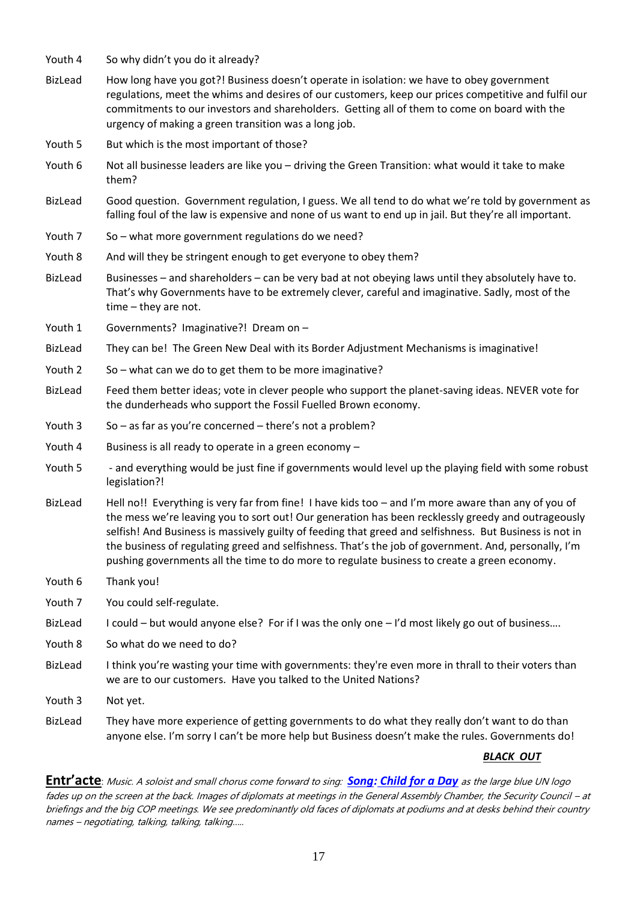Youth 4 So why didn't you do it already?

BizLead How long have you got?! Business doesn't operate in isolation: we have to obey government regulations, meet the whims and desires of our customers, keep our prices competitive and fulfil our commitments to our investors and shareholders. Getting all of them to come on board with the urgency of making a green transition was a long job.

Youth 5 But which is the most important of those?

Youth 6 Not all businesse leaders are like you – driving the Green Transition: what would it take to make them?

BizLead Good question. Government regulation, I guess. We all tend to do what we're told by government as falling foul of the law is expensive and none of us want to end up in jail. But they're all important.

Youth 7 So – what more government regulations do we need?

Youth 8 And will they be stringent enough to get everyone to obey them?

BizLead Businesses – and shareholders – can be very bad at not obeying laws until they absolutely have to. That's why Governments have to be extremely clever, careful and imaginative. Sadly, most of the time – they are not.

Youth 1 Governments? Imaginative?! Dream on –

BizLead They can be! The Green New Deal with its Border Adjustment Mechanisms is imaginative!

Youth 2 So – what can we do to get them to be more imaginative?

BizLead Feed them better ideas; vote in clever people who support the planet-saving ideas. NEVER vote for the dunderheads who support the Fossil Fuelled Brown economy.

Youth 3 So – as far as you're concerned – there's not a problem?

Youth 4 Business is all ready to operate in a green economy –

Youth 5 - and everything would be just fine if governments would level up the playing field with some robust legislation?!

BizLead Hell no!! Everything is very far from fine! I have kids too – and I'm more aware than any of you of the mess we're leaving you to sort out! Our generation has been recklessly greedy and outrageously selfish! And Business is massively guilty of feeding that greed and selfishness. But Business is not in the business of regulating greed and selfishness. That's the job of government. And, personally, I'm pushing governments all the time to do more to regulate business to create a green economy.

Youth 6 Thank you!

Youth 7 You could self-regulate.

BizLead I could – but would anyone else? For if I was the only one – I'd most likely go out of business….

Youth 8 So what do we need to do?

BizLead I think you're wasting your time with governments: they're even more in thrall to their voters than we are to our customers. Have you talked to the United Nations?

Youth 3 Not yet.

BizLead They have more experience of getting governments to do what they really don't want to do than anyone else. I'm sorry I can't be more help but Business doesn't make the rules. Governments do!

***BLACK OUT***

**Entr'acte**: *Music. A soloist and small chorus come forward to sing:* ***Song: Child for a Day*** *as the large blue UN logo fades up on the screen at the back. Images of diplomats at meetings in the General Assembly Chamber, the Security Council – at briefings and the big COP meetings. We see predominantly old faces of diplomats at podiums and at desks behind their country names – negotiating, talking, talking, talking…..*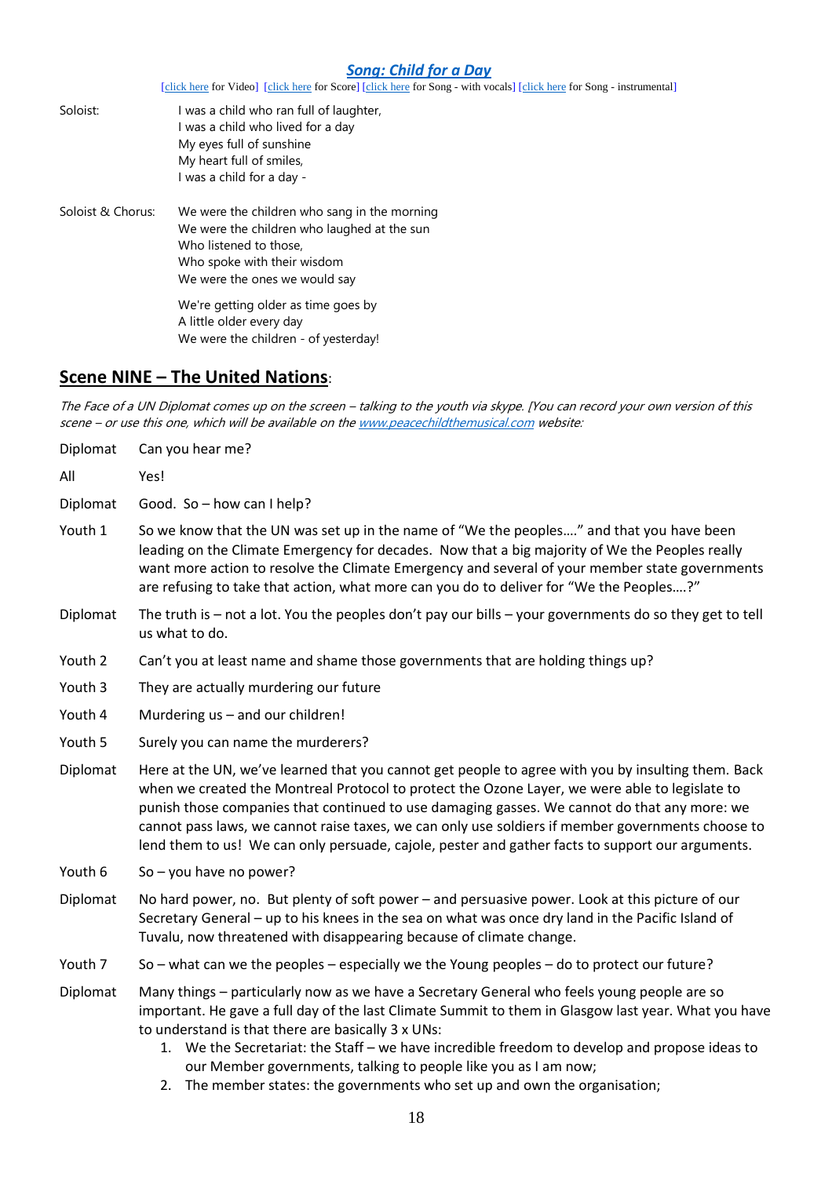### *Song: Child for a Day*

[click here for Video] [click here for Score] [click here for Song - with vocals] [click here for Song - instrumental]

Soloist:

I was a child who ran full of laughter,
I was a child who lived for a day
My eyes full of sunshine
My heart full of smiles,
I was a child for a day -

Soloist & Chorus:

We were the children who sang in the morning
We were the children who laughed at the sun
Who listened to those,
Who spoke with their wisdom
We were the ones we would say

We're getting older as time goes by
A little older every day
We were the children - of yesterday!

## Scene NINE – The United Nations:

*The Face of a UN Diplomat comes up on the screen – talking to the youth via skype. [You can record your own version of this scene – or use this one, which will be available on the www.peacechildthemusical.com website:*

Diplomat: Can you hear me?

All: Yes!

Diplomat: Good. So – how can I help?

Youth 1: So we know that the UN was set up in the name of "We the peoples…." and that you have been leading on the Climate Emergency for decades. Now that a big majority of We the Peoples really want more action to resolve the Climate Emergency and several of your member state governments are refusing to take that action, what more can you do to deliver for "We the Peoples….?"

Diplomat: The truth is – not a lot. You the peoples don't pay our bills – your governments do so they get to tell us what to do.

Youth 2: Can't you at least name and shame those governments that are holding things up?

Youth 3: They are actually murdering our future

Youth 4: Murdering us – and our children!

Youth 5: Surely you can name the murderers?

Diplomat: Here at the UN, we've learned that you cannot get people to agree with you by insulting them. Back when we created the Montreal Protocol to protect the Ozone Layer, we were able to legislate to punish those companies that continued to use damaging gasses. We cannot do that any more: we cannot pass laws, we cannot raise taxes, we can only use soldiers if member governments choose to lend them to us! We can only persuade, cajole, pester and gather facts to support our arguments.

Youth 6: So – you have no power?

Diplomat: No hard power, no. But plenty of soft power – and persuasive power. Look at this picture of our Secretary General – up to his knees in the sea on what was once dry land in the Pacific Island of Tuvalu, now threatened with disappearing because of climate change.

Youth 7: So – what can we the peoples – especially we the Young peoples – do to protect our future?

Diplomat: Many things – particularly now as we have a Secretary General who feels young people are so important. He gave a full day of the last Climate Summit to them in Glasgow last year. What you have to understand is that there are basically 3 x UNs:

1. We the Secretariat: the Staff – we have incredible freedom to develop and propose ideas to our Member governments, talking to people like you as I am now;
2. The member states: the governments who set up and own the organisation;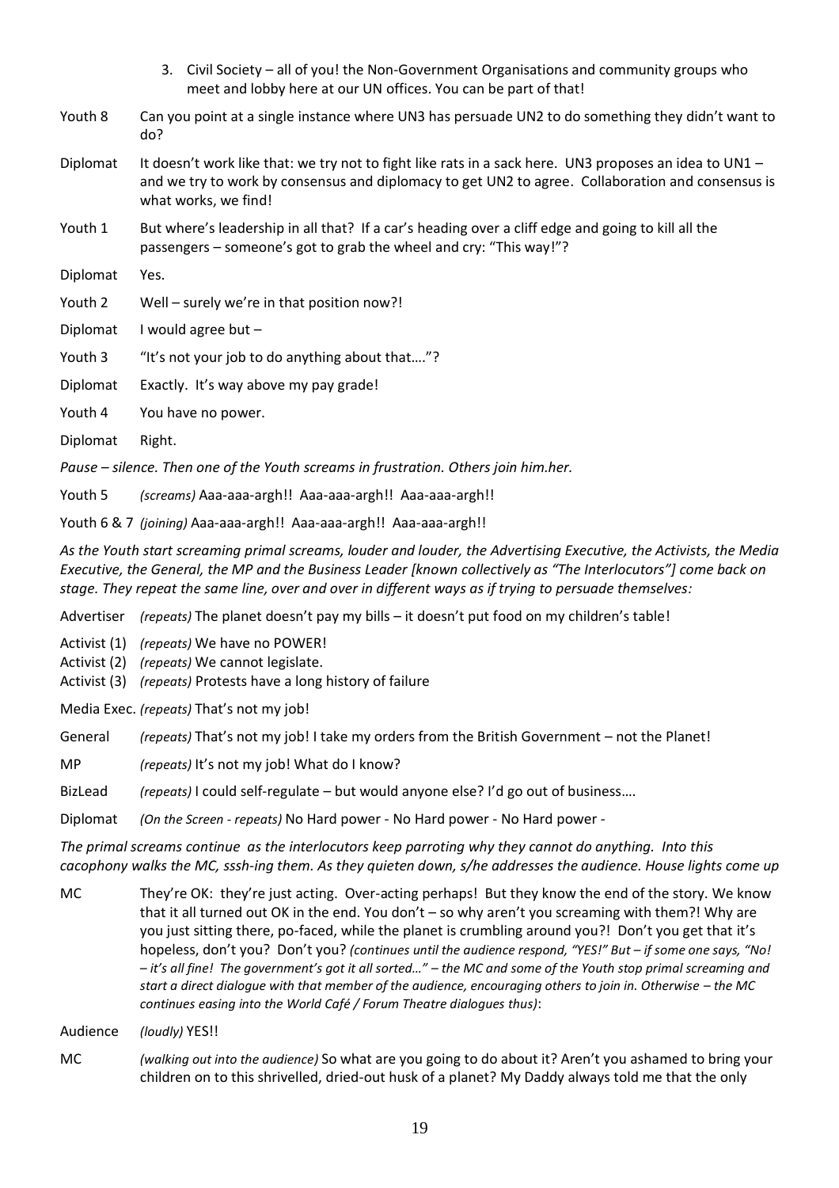3. Civil Society – all of you! the Non-Government Organisations and community groups who meet and lobby here at our UN offices. You can be part of that!

**Youth 8** Can you point at a single instance where UN3 has persuade UN2 to do something they didn't want to do?

**Diplomat** It doesn't work like that: we try not to fight like rats in a sack here. UN3 proposes an idea to UN1 – and we try to work by consensus and diplomacy to get UN2 to agree. Collaboration and consensus is what works, we find!

**Youth 1** But where's leadership in all that? If a car's heading over a cliff edge and going to kill all the passengers – someone's got to grab the wheel and cry: "This way!"?

**Diplomat** Yes.

**Youth 2** Well – surely we're in that position now?!

**Diplomat** I would agree but –

**Youth 3** "It's not your job to do anything about that…."?

**Diplomat** Exactly. It's way above my pay grade!

**Youth 4** You have no power.

**Diplomat** Right.

*Pause – silence. Then one of the Youth screams in frustration. Others join him.her.*

**Youth 5** *(screams)* Aaa-aaa-argh!! Aaa-aaa-argh!! Aaa-aaa-argh!!

**Youth 6 & 7** *(joining)* Aaa-aaa-argh!! Aaa-aaa-argh!! Aaa-aaa-argh!!

*As the Youth start screaming primal screams, louder and louder, the Advertising Executive, the Activists, the Media Executive, the General, the MP and the Business Leader [known collectively as "The Interlocutors"] come back on stage. They repeat the same line, over and over in different ways as if trying to persuade themselves:*

**Advertiser** *(repeats)* The planet doesn't pay my bills – it doesn't put food on my children's table!

**Activist (1)** *(repeats)* We have no POWER!
**Activist (2)** *(repeats)* We cannot legislate.
**Activist (3)** *(repeats)* Protests have a long history of failure

**Media Exec.** *(repeats)* That's not my job!

**General** *(repeats)* That's not my job! I take my orders from the British Government – not the Planet!

**MP** *(repeats)* It's not my job! What do I know?

**BizLead** *(repeats)* I could self-regulate – but would anyone else? I'd go out of business….

**Diplomat** *(On the Screen - repeats)* No Hard power - No Hard power - No Hard power -

*The primal screams continue as the interlocutors keep parroting why they cannot do anything. Into this cacophony walks the MC, sssh-ing them. As they quieten down, s/he addresses the audience. House lights come up*

**MC** They're OK: they're just acting. Over-acting perhaps! But they know the end of the story. We know that it all turned out OK in the end. You don't – so why aren't you screaming with them?! Why are you just sitting there, po-faced, while the planet is crumbling around you?! Don't you get that it's hopeless, don't you? Don't you? *(continues until the audience respond, "YES!" But – if some one says, "No! – it's all fine! The government's got it all sorted…" – the MC and some of the Youth stop primal screaming and start a direct dialogue with that member of the audience, encouraging others to join in. Otherwise – the MC continues easing into the World Café / Forum Theatre dialogues thus)*:

**Audience** *(loudly)* YES!!

**MC** *(walking out into the audience)* So what are you going to do about it? Aren't you ashamed to bring your children on to this shrivelled, dried-out husk of a planet? My Daddy always told me that the only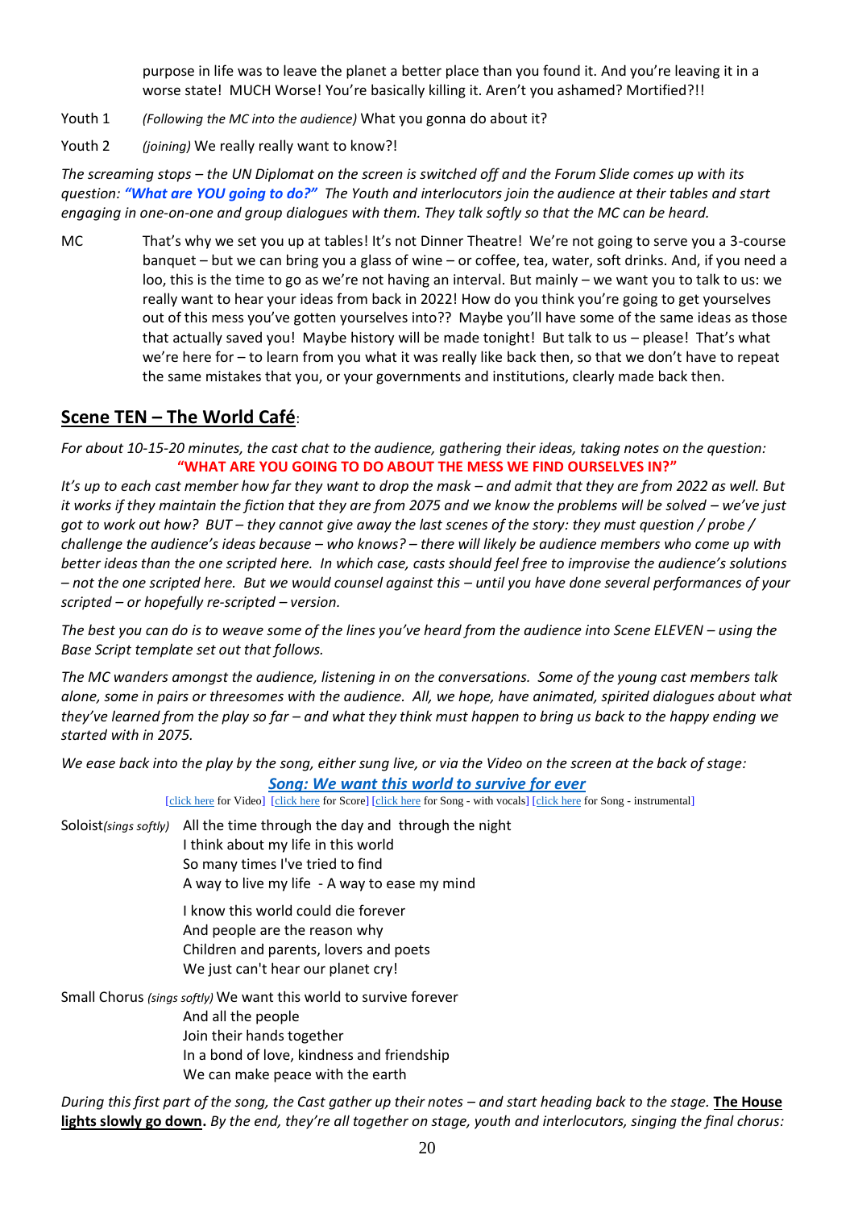purpose in life was to leave the planet a better place than you found it. And you're leaving it in a worse state! MUCH Worse! You're basically killing it. Aren't you ashamed? Mortified?!!

Youth 1 *(Following the MC into the audience)* What you gonna do about it?

Youth 2 *(joining)* We really really want to know?!

*The screaming stops – the UN Diplomat on the screen is switched off and the Forum Slide comes up with its question: **"What are YOU going to do?"** The Youth and interlocutors join the audience at their tables and start engaging in one-on-one and group dialogues with them. They talk softly so that the MC can be heard.*

MC That's why we set you up at tables! It's not Dinner Theatre! We're not going to serve you a 3-course banquet – but we can bring you a glass of wine – or coffee, tea, water, soft drinks. And, if you need a loo, this is the time to go as we're not having an interval. But mainly – we want you to talk to us: we really want to hear your ideas from back in 2022! How do you think you're going to get yourselves out of this mess you've gotten yourselves into?? Maybe you'll have some of the same ideas as those that actually saved you! Maybe history will be made tonight! But talk to us – please! That's what we're here for – to learn from you what it was really like back then, so that we don't have to repeat the same mistakes that you, or your governments and institutions, clearly made back then.

## Scene TEN – The World Café:

*For about 10-15-20 minutes, the cast chat to the audience, gathering their ideas, taking notes on the question:*

**"WHAT ARE YOU GOING TO DO ABOUT THE MESS WE FIND OURSELVES IN?"**

*It's up to each cast member how far they want to drop the mask – and admit that they are from 2022 as well. But it works if they maintain the fiction that they are from 2075 and we know the problems will be solved – we've just got to work out how? BUT – they cannot give away the last scenes of the story: they must question / probe / challenge the audience's ideas because – who knows? – there will likely be audience members who come up with better ideas than the one scripted here. In which case, casts should feel free to improvise the audience's solutions – not the one scripted here. But we would counsel against this – until you have done several performances of your scripted – or hopefully re-scripted – version.*

*The best you can do is to weave some of the lines you've heard from the audience into Scene ELEVEN – using the Base Script template set out that follows.*

*The MC wanders amongst the audience, listening in on the conversations. Some of the young cast members talk alone, some in pairs or threesomes with the audience. All, we hope, have animated, spirited dialogues about what they've learned from the play so far – and what they think must happen to bring us back to the happy ending we started with in 2075.*

*We ease back into the play by the song, either sung live, or via the Video on the screen at the back of stage:*

***Song: We want this world to survive for ever***

[click here for Video] [click here for Score] [click here for Song - with vocals] [click here for Song - instrumental]

Soloist *(sings softly)* All the time through the day and through the night
I think about my life in this world
So many times I've tried to find
A way to live my life - A way to ease my mind

I know this world could die forever
And people are the reason why
Children and parents, lovers and poets
We just can't hear our planet cry!

Small Chorus *(sings softly)* We want this world to survive forever
And all the people
Join their hands together
In a bond of love, kindness and friendship
We can make peace with the earth

*During this first part of the song, the Cast gather up their notes – and start heading back to the stage.* **The House lights slowly go down.** *By the end, they're all together on stage, youth and interlocutors, singing the final chorus:*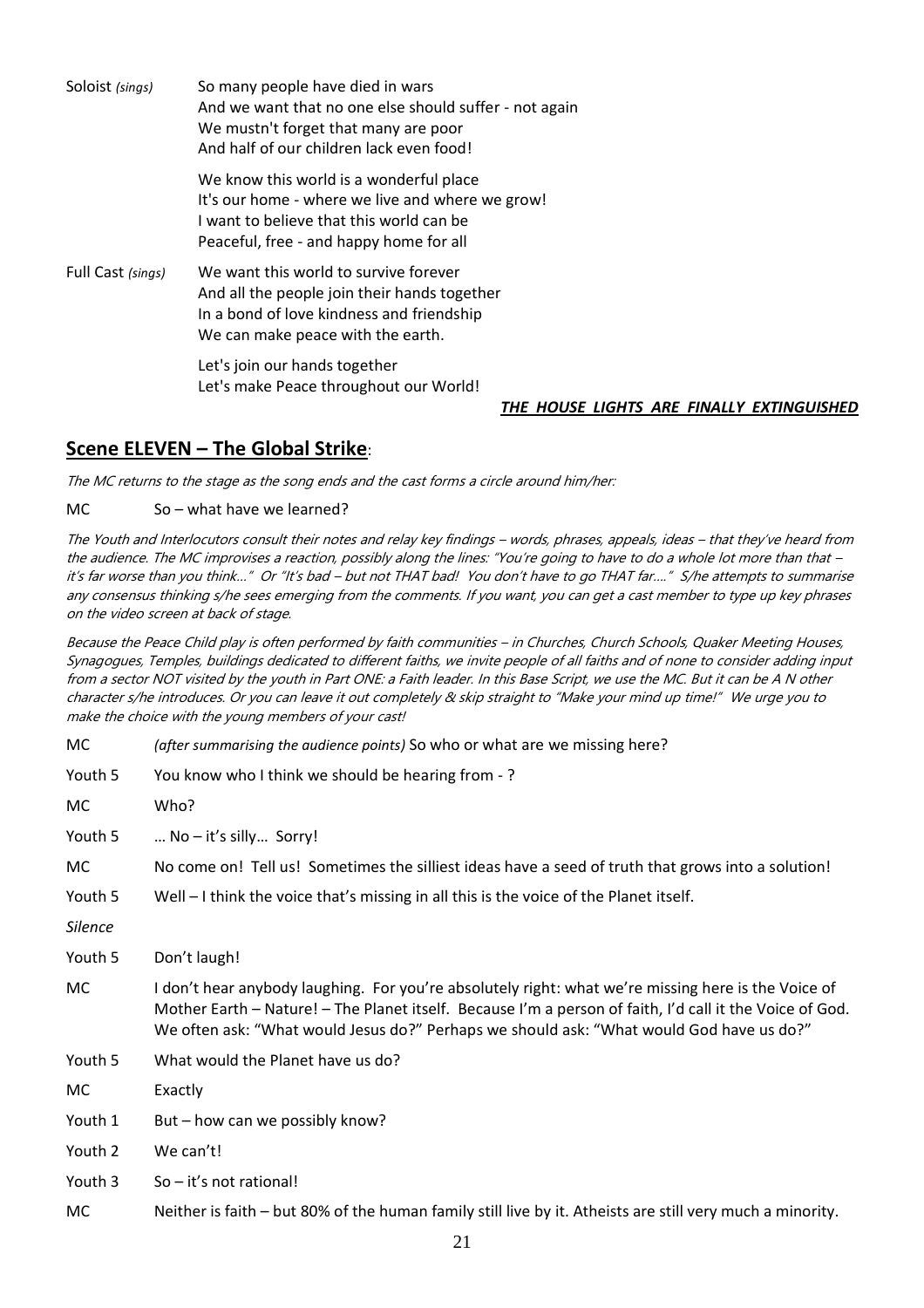| | |
|---|---|
| Soloist *(sings)* | So many people have died in wars<br>And we want that no one else should suffer - not again<br>We mustn't forget that many are poor<br>And half of our children lack even food!<br><br>We know this world is a wonderful place<br>It's our home - where we live and where we grow!<br>I want to believe that this world can be<br>Peaceful, free - and happy home for all |
| Full Cast *(sings)* | We want this world to survive forever<br>And all the people join their hands together<br>In a bond of love kindness and friendship<br>We can make peace with the earth.<br><br>Let's join our hands together<br>Let's make Peace throughout our World! |

***THE HOUSE LIGHTS ARE FINALLY EXTINGUISHED***

## **Scene ELEVEN – The Global Strike**:

*The MC returns to the stage as the song ends and the cast forms a circle around him/her:*

MC So – what have we learned?

*The Youth and Interlocutors consult their notes and relay key findings – words, phrases, appeals, ideas – that they've heard from the audience. The MC improvises a reaction, possibly along the lines: "You're going to have to do a whole lot more than that – it's far worse than you think…" Or "It's bad – but not THAT bad! You don't have to go THAT far…." S/he attempts to summarise any consensus thinking s/he sees emerging from the comments. If you want, you can get a cast member to type up key phrases on the video screen at back of stage.*

*Because the Peace Child play is often performed by faith communities – in Churches, Church Schools, Quaker Meeting Houses, Synagogues, Temples, buildings dedicated to different faiths, we invite people of all faiths and of none to consider adding input from a sector NOT visited by the youth in Part ONE: a Faith leader. In this Base Script, we use the MC. But it can be A N other character s/he introduces. Or you can leave it out completely & skip straight to "Make your mind up time!" We urge you to make the choice with the young members of your cast!*

| | |
|---|---|
| MC | *(after summarising the audience points)* So who or what are we missing here? |
| Youth 5 | You know who I think we should be hearing from - ? |
| MC | Who? |
| Youth 5 | … No – it's silly… Sorry! |
| MC | No come on! Tell us! Sometimes the silliest ideas have a seed of truth that grows into a solution! |
| Youth 5 | Well – I think the voice that's missing in all this is the voice of the Planet itself. |
| *Silence* | |
| Youth 5 | Don't laugh! |
| MC | I don't hear anybody laughing. For you're absolutely right: what we're missing here is the Voice of Mother Earth – Nature! – The Planet itself. Because I'm a person of faith, I'd call it the Voice of God. We often ask: "What would Jesus do?" Perhaps we should ask: "What would God have us do?" |
| Youth 5 | What would the Planet have us do? |
| MC | Exactly |
| Youth 1 | But – how can we possibly know? |
| Youth 2 | We can't! |
| Youth 3 | So – it's not rational! |
| MC | Neither is faith – but 80% of the human family still live by it. Atheists are still very much a minority. |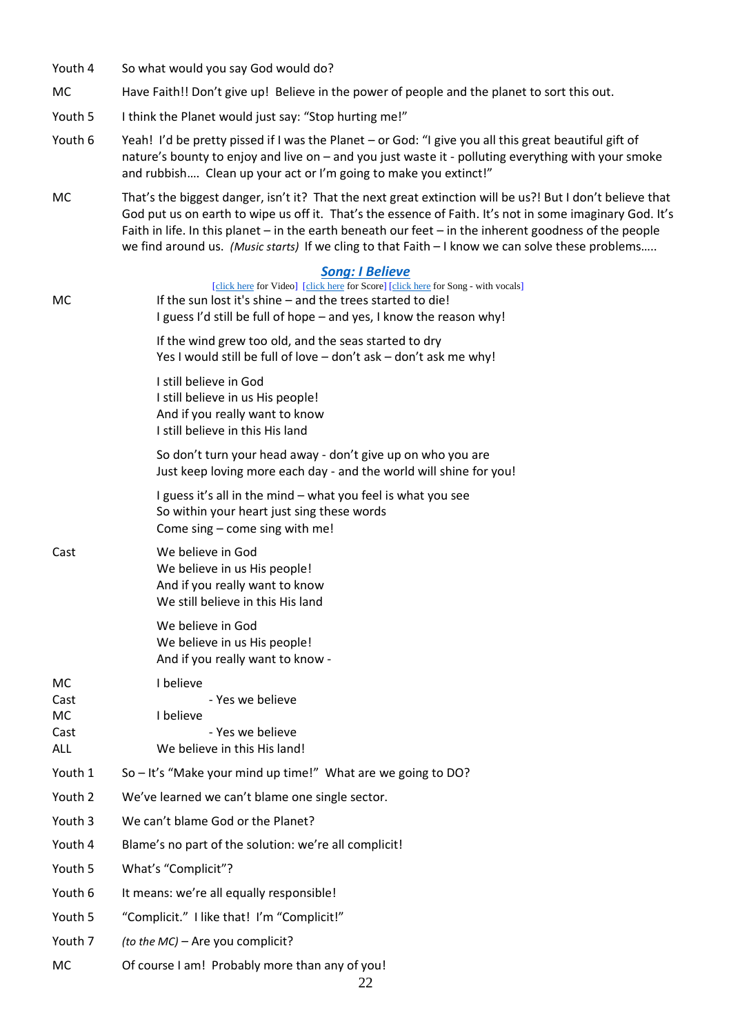Youth 4 So what would you say God would do?

MC Have Faith!! Don't give up! Believe in the power of people and the planet to sort this out.

Youth 5 I think the Planet would just say: "Stop hurting me!"

Youth 6 Yeah! I'd be pretty pissed if I was the Planet – or God: "I give you all this great beautiful gift of nature's bounty to enjoy and live on – and you just waste it - polluting everything with your smoke and rubbish…. Clean up your act or I'm going to make you extinct!"

MC That's the biggest danger, isn't it? That the next great extinction will be us?! But I don't believe that God put us on earth to wipe us off it. That's the essence of Faith. It's not in some imaginary God. It's Faith in life. In this planet – in the earth beneath our feet – in the inherent goodness of the people we find around us. *(Music starts)* If we cling to that Faith – I know we can solve these problems…..

### ***Song: I Believe***

[click here for Video] [click here for Score] [click here for Song - with vocals]

MC
If the sun lost it's shine – and the trees started to die!
I guess I'd still be full of hope – and yes, I know the reason why!

If the wind grew too old, and the seas started to dry
Yes I would still be full of love – don't ask – don't ask me why!

I still believe in God
I still believe in us His people!
And if you really want to know
I still believe in this His land

So don't turn your head away - don't give up on who you are
Just keep loving more each day - and the world will shine for you!

I guess it's all in the mind – what you feel is what you see
So within your heart just sing these words
Come sing – come sing with me!

Cast
We believe in God
We believe in us His people!
And if you really want to know
We still believe in this His land

We believe in God
We believe in us His people!
And if you really want to know -

MC I believe
Cast - Yes we believe
MC I believe
Cast - Yes we believe
ALL We believe in this His land!

Youth 1 So – It's "Make your mind up time!" What are we going to DO?

Youth 2 We've learned we can't blame one single sector.

Youth 3 We can't blame God or the Planet?

Youth 4 Blame's no part of the solution: we're all complicit!

Youth 5 What's "Complicit"?

Youth 6 It means: we're all equally responsible!

Youth 5 "Complicit." I like that! I'm "Complicit!"

Youth 7 *(to the MC)* – Are you complicit?

MC Of course I am! Probably more than any of you!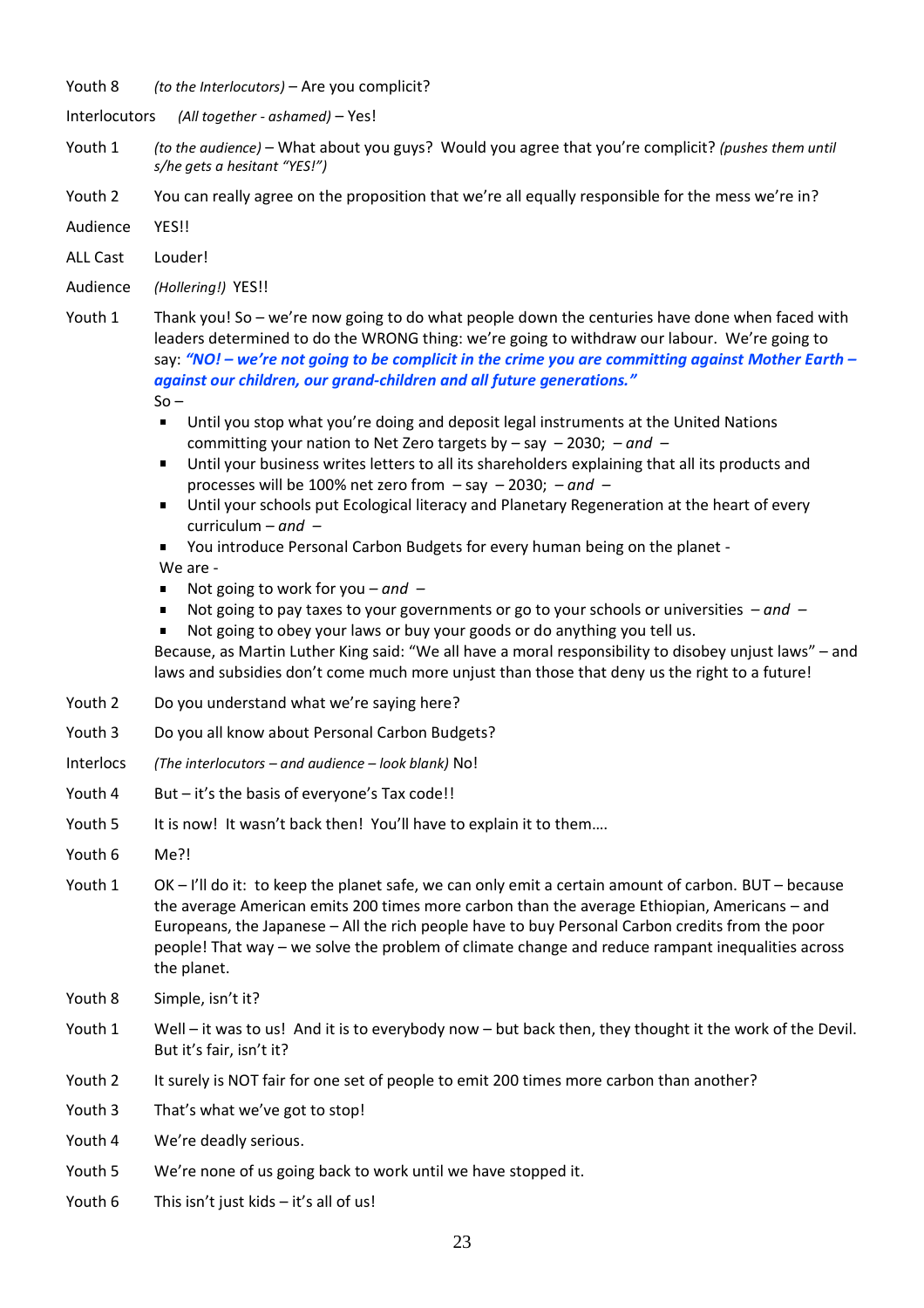Youth 8 *(to the Interlocutors)* – Are you complicit?

Interlocutors *(All together - ashamed)* – Yes!

Youth 1 *(to the audience)* – What about you guys? Would you agree that you're complicit? *(pushes them until s/he gets a hesitant "YES!")*

Youth 2 You can really agree on the proposition that we're all equally responsible for the mess we're in?

Audience YES!!

ALL Cast Louder!

Audience *(Hollering!)* YES!!

Youth 1 Thank you! So – we're now going to do what people down the centuries have done when faced with leaders determined to do the WRONG thing: we're going to withdraw our labour. We're going to say: ***"NO! – we're not going to be complicit in the crime you are committing against Mother Earth – against our children, our grand-children and all future generations."***

So –

- Until you stop what you're doing and deposit legal instruments at the United Nations committing your nation to Net Zero targets by – say – 2030; – *and* –
- Until your business writes letters to all its shareholders explaining that all its products and processes will be 100% net zero from – say – 2030; – *and* –
- Until your schools put Ecological literacy and Planetary Regeneration at the heart of every curriculum – *and* –
- You introduce Personal Carbon Budgets for every human being on the planet -

We are -

- Not going to work for you – *and* –
- Not going to pay taxes to your governments or go to your schools or universities – *and* –
- Not going to obey your laws or buy your goods or do anything you tell us.

Because, as Martin Luther King said: "We all have a moral responsibility to disobey unjust laws" – and laws and subsidies don't come much more unjust than those that deny us the right to a future!

Youth 2 Do you understand what we're saying here?

Youth 3 Do you all know about Personal Carbon Budgets?

Interlocs *(The interlocutors – and audience – look blank)* No!

Youth 4 But – it's the basis of everyone's Tax code!!

Youth 5 It is now! It wasn't back then! You'll have to explain it to them....

Youth 6 Me?!

Youth 1 OK – I'll do it: to keep the planet safe, we can only emit a certain amount of carbon. BUT – because the average American emits 200 times more carbon than the average Ethiopian, Americans – and Europeans, the Japanese – All the rich people have to buy Personal Carbon credits from the poor people! That way – we solve the problem of climate change and reduce rampant inequalities across the planet.

Youth 8 Simple, isn't it?

Youth 1 Well – it was to us! And it is to everybody now – but back then, they thought it the work of the Devil. But it's fair, isn't it?

Youth 2 It surely is NOT fair for one set of people to emit 200 times more carbon than another?

Youth 3 That's what we've got to stop!

Youth 4 We're deadly serious.

Youth 5 We're none of us going back to work until we have stopped it.

Youth 6 This isn't just kids – it's all of us!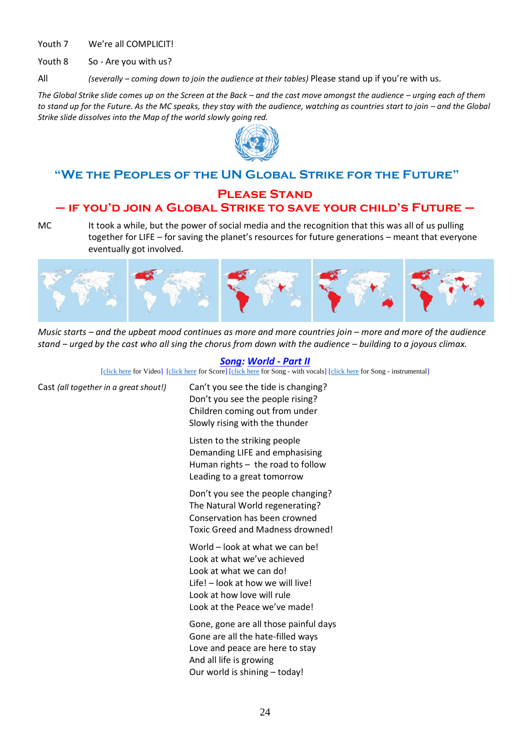Youth 7 We're all COMPLICIT!

Youth 8 So - Are you with us?

All *(severally – coming down to join the audience at their tables)* Please stand up if you're with us.

*The Global Strike slide comes up on the Screen at the Back – and the cast move amongst the audience – urging each of them to stand up for the Future. As the MC speaks, they stay with the audience, watching as countries start to join – and the Global Strike slide dissolves into the Map of the world slowly going red.*

## "We the Peoples of the UN Global Strike for the Future"

## Please Stand
## – if you'd join a Global Strike to save your child's Future –

MC It took a while, but the power of social media and the recognition that this was all of us pulling together for LIFE – for saving the planet's resources for future generations – meant that everyone eventually got involved.

*Music starts – and the upbeat mood continues as more and more countries join – more and more of the audience stand – urged by the cast who all sing the chorus from down with the audience – building to a joyous climax.*

***Song: World - Part II***

[click here for Video] [click here for Score] [click here for Song - with vocals] [click here for Song - instrumental]

Cast *(all together in a great shout!)*

Can't you see the tide is changing?
Don't you see the people rising?
Children coming out from under
Slowly rising with the thunder

Listen to the striking people
Demanding LIFE and emphasising
Human rights – the road to follow
Leading to a great tomorrow

Don't you see the people changing?
The Natural World regenerating?
Conservation has been crowned
Toxic Greed and Madness drowned!

World – look at what we can be!
Look at what we've achieved
Look at what we can do!
Life! – look at how we will live!
Look at how love will rule
Look at the Peace we've made!

Gone, gone are all those painful days
Gone are all the hate-filled ways
Love and peace are here to stay
And all life is growing
Our world is shining – today!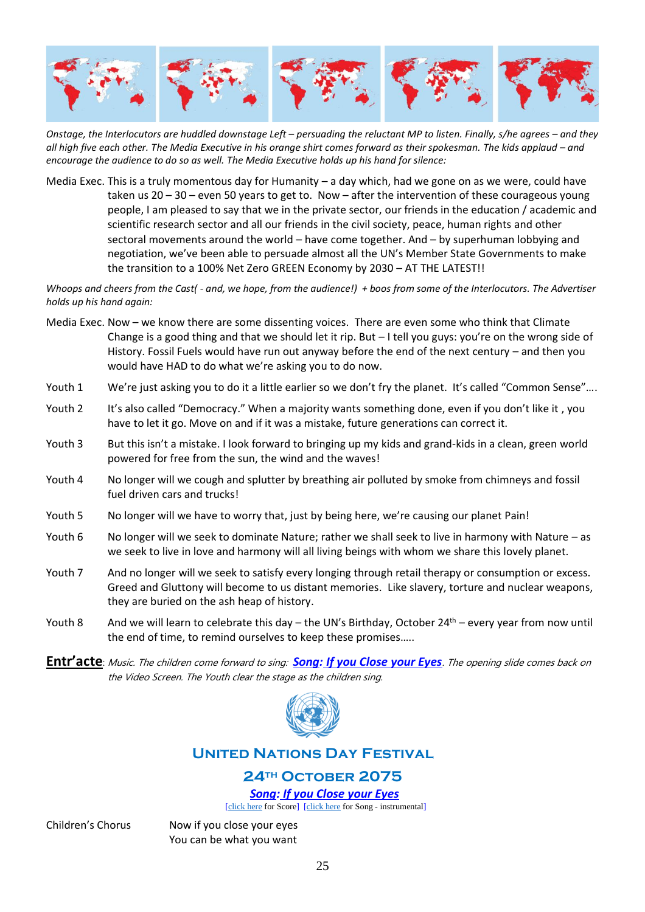*Onstage, the Interlocutors are huddled downstage Left – persuading the reluctant MP to listen. Finally, s/he agrees – and they all high five each other. The Media Executive in his orange shirt comes forward as their spokesman. The kids applaud – and encourage the audience to do so as well. The Media Executive holds up his hand for silence:*

Media Exec. This is a truly momentous day for Humanity – a day which, had we gone on as we were, could have taken us 20 – 30 – even 50 years to get to. Now – after the intervention of these courageous young people, I am pleased to say that we in the private sector, our friends in the education / academic and scientific research sector and all our friends in the civil society, peace, human rights and other sectoral movements around the world – have come together. And – by superhuman lobbying and negotiation, we've been able to persuade almost all the UN's Member State Governments to make the transition to a 100% Net Zero GREEN Economy by 2030 – AT THE LATEST!!

*Whoops and cheers from the Cast( - and, we hope, from the audience!) + boos from some of the Interlocutors. The Advertiser holds up his hand again:*

Media Exec. Now – we know there are some dissenting voices. There are even some who think that Climate Change is a good thing and that we should let it rip. But – I tell you guys: you're on the wrong side of History. Fossil Fuels would have run out anyway before the end of the next century – and then you would have HAD to do what we're asking you to do now.

Youth 1 We're just asking you to do it a little earlier so we don't fry the planet. It's called "Common Sense"….

Youth 2 It's also called "Democracy." When a majority wants something done, even if you don't like it , you have to let it go. Move on and if it was a mistake, future generations can correct it.

Youth 3 But this isn't a mistake. I look forward to bringing up my kids and grand-kids in a clean, green world powered for free from the sun, the wind and the waves!

Youth 4 No longer will we cough and splutter by breathing air polluted by smoke from chimneys and fossil fuel driven cars and trucks!

Youth 5 No longer will we have to worry that, just by being here, we're causing our planet Pain!

Youth 6 No longer will we seek to dominate Nature; rather we shall seek to live in harmony with Nature – as we seek to live in love and harmony will all living beings with whom we share this lovely planet.

Youth 7 And no longer will we seek to satisfy every longing through retail therapy or consumption or excess. Greed and Gluttony will become to us distant memories. Like slavery, torture and nuclear weapons, they are buried on the ash heap of history.

Youth 8 And we will learn to celebrate this day – the UN's Birthday, October 24th – every year from now until the end of time, to remind ourselves to keep these promises…..

**Entr'acte**: *Music. The children come forward to sing:* ***Song: If you Close your Eyes****. The opening slide comes back on the Video Screen. The Youth clear the stage as the children sing.*

## United Nations Day Festival

## 24th October 2075

**Song: If you Close your Eyes**

[click here for Score] [click here for Song - instrumental]

Children's Chorus Now if you close your eyes
You can be what you want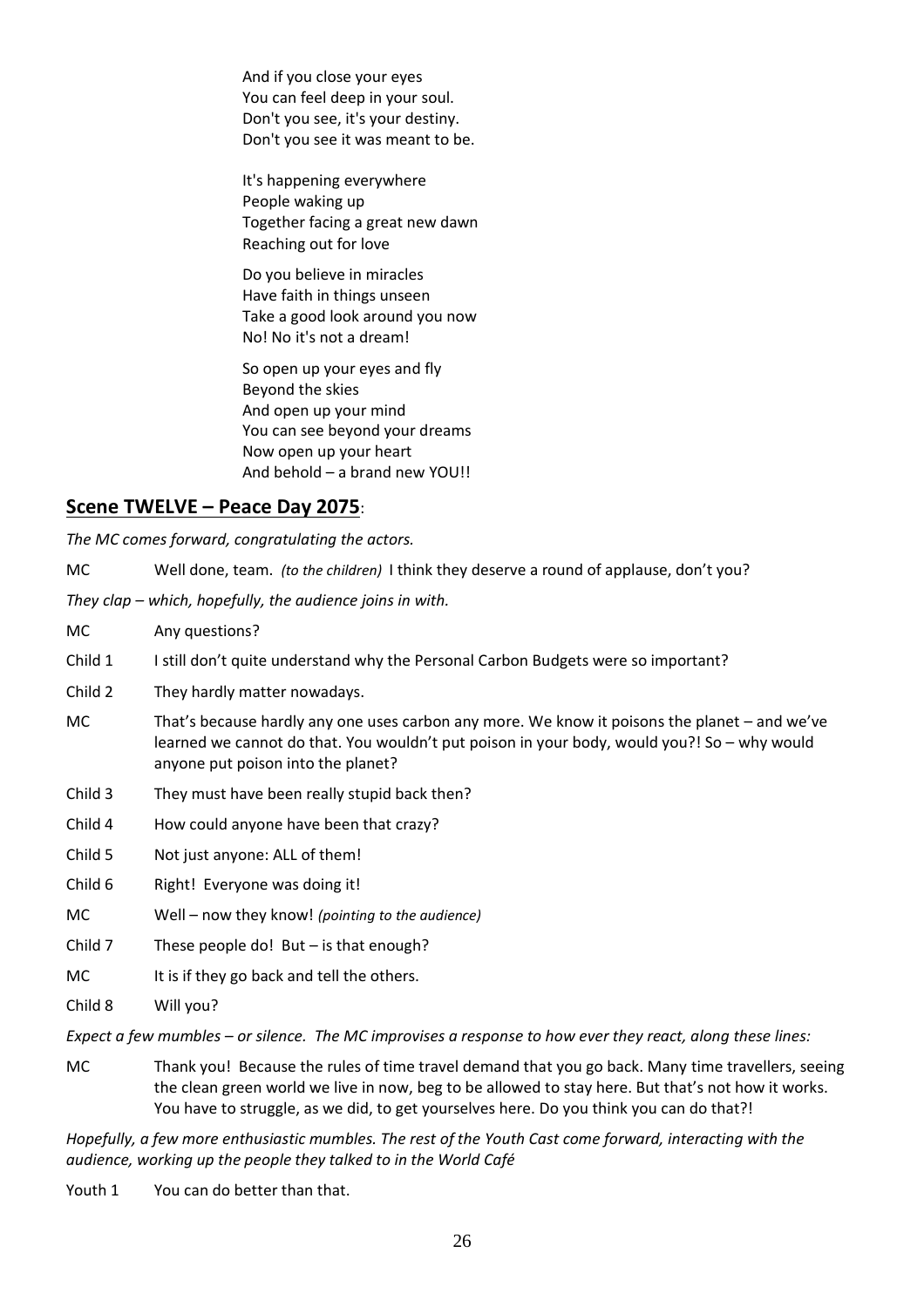And if you close your eyes
You can feel deep in your soul.
Don't you see, it's your destiny.
Don't you see it was meant to be.

It's happening everywhere
People waking up
Together facing a great new dawn
Reaching out for love

Do you believe in miracles
Have faith in things unseen
Take a good look around you now
No! No it's not a dream!

So open up your eyes and fly
Beyond the skies
And open up your mind
You can see beyond your dreams
Now open up your heart
And behold – a brand new YOU!!

## Scene TWELVE – Peace Day 2075:

*The MC comes forward, congratulating the actors.*

MC  Well done, team. *(to the children)* I think they deserve a round of applause, don't you?

*They clap – which, hopefully, the audience joins in with.*

MC  Any questions?

Child 1  I still don't quite understand why the Personal Carbon Budgets were so important?

Child 2  They hardly matter nowadays.

MC  That's because hardly any one uses carbon any more. We know it poisons the planet – and we've learned we cannot do that. You wouldn't put poison in your body, would you?! So – why would anyone put poison into the planet?

Child 3  They must have been really stupid back then?

Child 4  How could anyone have been that crazy?

Child 5  Not just anyone: ALL of them!

Child 6  Right! Everyone was doing it!

MC  Well – now they know! *(pointing to the audience)*

Child 7  These people do! But – is that enough?

MC  It is if they go back and tell the others.

Child 8  Will you?

*Expect a few mumbles – or silence. The MC improvises a response to how ever they react, along these lines:*

MC  Thank you! Because the rules of time travel demand that you go back. Many time travellers, seeing the clean green world we live in now, beg to be allowed to stay here. But that's not how it works. You have to struggle, as we did, to get yourselves here. Do you think you can do that?!

*Hopefully, a few more enthusiastic mumbles. The rest of the Youth Cast come forward, interacting with the audience, working up the people they talked to in the World Café*

Youth 1  You can do better than that.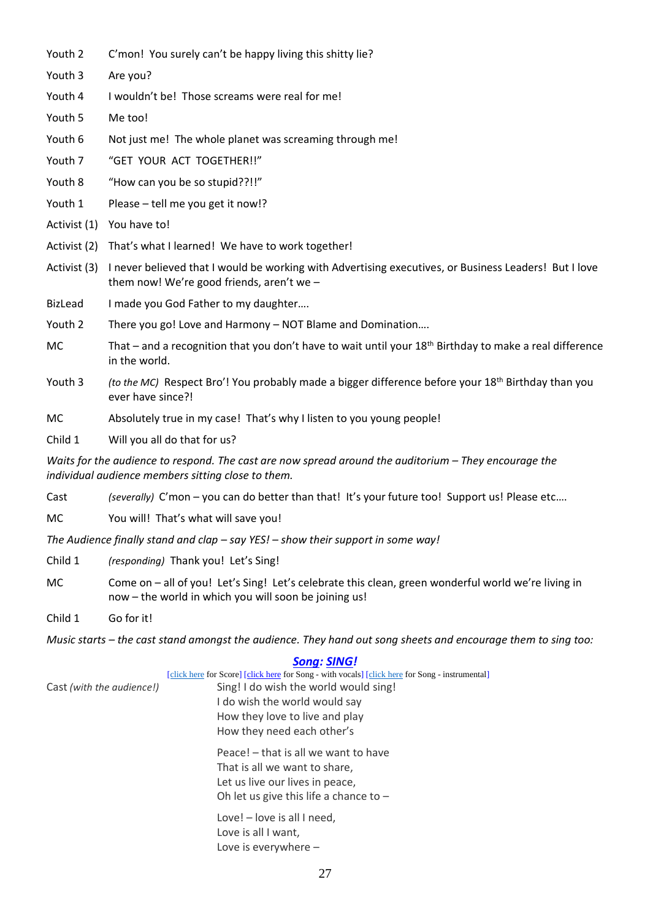Youth 2 C'mon! You surely can't be happy living this shitty lie?

Youth 3 Are you?

Youth 4 I wouldn't be! Those screams were real for me!

Youth 5 Me too!

Youth 6 Not just me! The whole planet was screaming through me!

Youth 7 "GET YOUR ACT TOGETHER!!"

Youth 8 "How can you be so stupid??!!"

Youth 1 Please – tell me you get it now!?

Activist (1) You have to!

Activist (2) That's what I learned! We have to work together!

Activist (3) I never believed that I would be working with Advertising executives, or Business Leaders! But I love them now! We're good friends, aren't we –

BizLead I made you God Father to my daughter….

Youth 2 There you go! Love and Harmony – NOT Blame and Domination….

MC That – and a recognition that you don't have to wait until your 18th Birthday to make a real difference in the world.

Youth 3 *(to the MC)* Respect Bro'! You probably made a bigger difference before your 18th Birthday than you ever have since?!

MC Absolutely true in my case! That's why I listen to you young people!

Child 1 Will you all do that for us?

*Waits for the audience to respond. The cast are now spread around the auditorium – They encourage the individual audience members sitting close to them.*

Cast *(severally)* C'mon – you can do better than that! It's your future too! Support us! Please etc….

MC You will! That's what will save you!

*The Audience finally stand and clap – say YES! – show their support in some way!*

Child 1 *(responding)* Thank you! Let's Sing!

MC Come on – all of you! Let's Sing! Let's celebrate this clean, green wonderful world we're living in now – the world in which you will soon be joining us!

Child 1 Go for it!

*Music starts – the cast stand amongst the audience. They hand out song sheets and encourage them to sing too:*

**Song: SING!**

[click here for Score] [click here for Song - with vocals] [click here for Song - instrumental]

Cast *(with the audience!)*

Sing! I do wish the world would sing!
I do wish the world would say
How they love to live and play
How they need each other's

Peace! – that is all we want to have
That is all we want to share,
Let us live our lives in peace,
Oh let us give this life a chance to –

Love! – love is all I need,
Love is all I want,
Love is everywhere –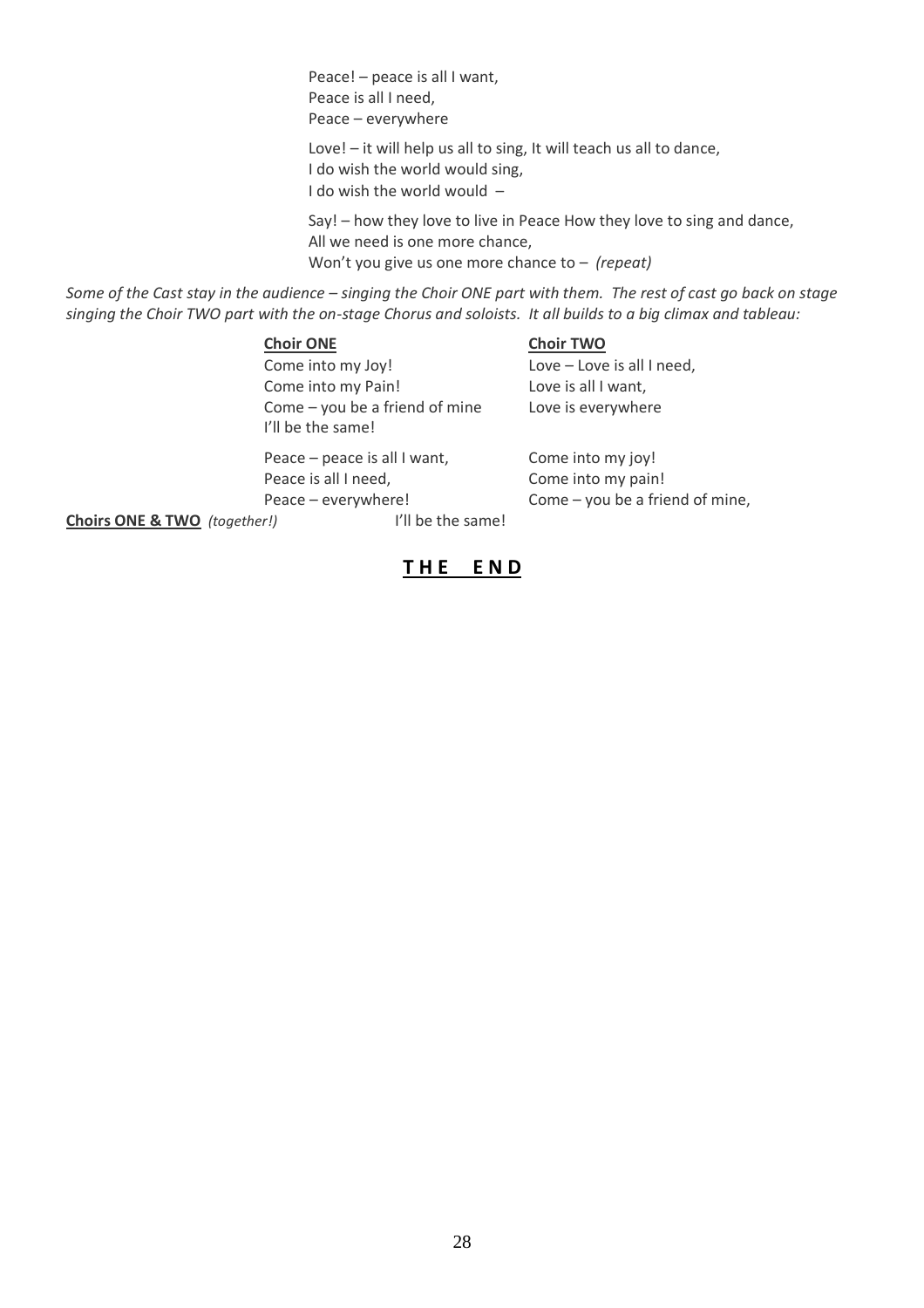Peace! – peace is all I want,
Peace is all I need,
Peace – everywhere

Love! – it will help us all to sing, It will teach us all to dance,
I do wish the world would sing,
I do wish the world would –

Say! – how they love to live in Peace How they love to sing and dance,
All we need is one more chance,
Won't you give us one more chance to – *(repeat)*

*Some of the Cast stay in the audience – singing the Choir ONE part with them. The rest of cast go back on stage singing the Choir TWO part with the on-stage Chorus and soloists. It all builds to a big climax and tableau:*

| Choir ONE | Choir TWO |
|---|---|
| Come into my Joy!<br>Come into my Pain!<br>Come – you be a friend of mine<br>I'll be the same! | Love – Love is all I need,<br>Love is all I want,<br>Love is everywhere |
| Peace – peace is all I want,<br>Peace is all I need,<br>Peace – everywhere! | Come into my joy!<br>Come into my pain!<br>Come – you be a friend of mine, |

**Choirs ONE & TWO** *(together!)* I'll be the same!

## THE END